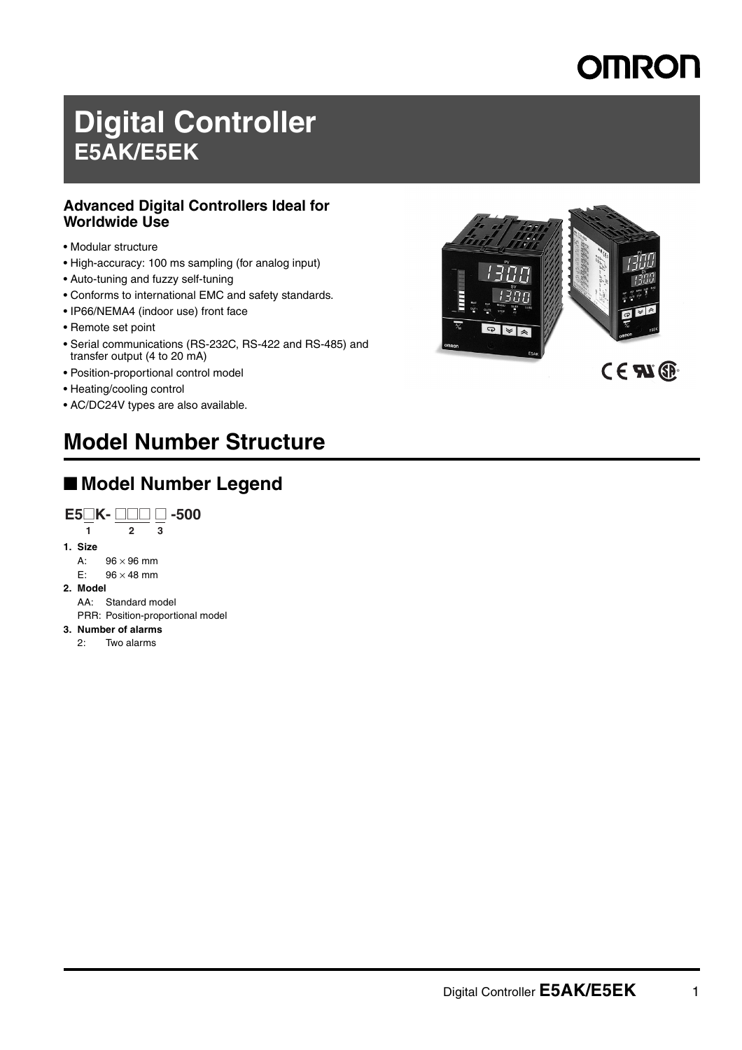# Digital Controller
## E5AK/E5EK

### Advanced Digital Controllers Ideal for Worldwide Use

- Modular structure
- High-accuracy: 100 ms sampling (for analog input)
- Auto-tuning and fuzzy self-tuning
- Conforms to international EMC and safety standards.
- IP66/NEMA4 (indoor use) front face
- Remote set point
- Serial communications (RS-232C, RS-422 and RS-485) and transfer output (4 to 20 mA)
- Position-proportional control model
- Heating/cooling control
- AC/DC24V types are also available.

# Model Number Structure

## ■ Model Number Legend

**E5□K- □□□ □ -500**
1 2 3

**1. Size**
A: 96 × 96 mm
E: 96 × 48 mm

**2. Model**
AA: Standard model
PRR: Position-proportional model

**3. Number of alarms**
2: Two alarms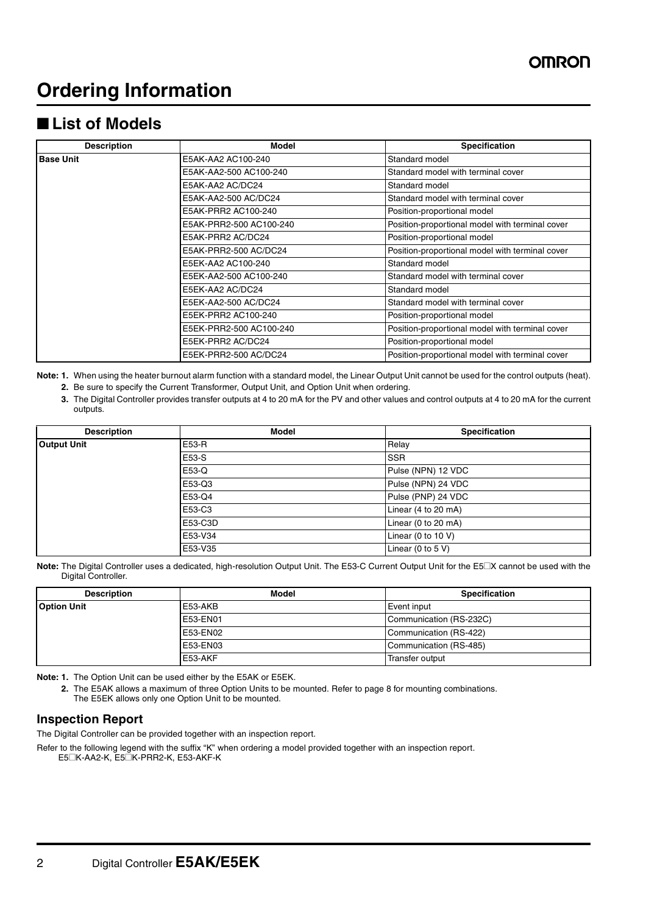# Ordering Information

## ■ List of Models

| Description | Model | Specification |
|---|---|---|
| **Base Unit** | E5AK-AA2 AC100-240 | Standard model |
| | E5AK-AA2-500 AC100-240 | Standard model with terminal cover |
| | E5AK-AA2 AC/DC24 | Standard model |
| | E5AK-AA2-500 AC/DC24 | Standard model with terminal cover |
| | E5AK-PRR2 AC100-240 | Position-proportional model |
| | E5AK-PRR2-500 AC100-240 | Position-proportional model with terminal cover |
| | E5AK-PRR2 AC/DC24 | Position-proportional model |
| | E5AK-PRR2-500 AC/DC24 | Position-proportional model with terminal cover |
| | E5EK-AA2 AC100-240 | Standard model |
| | E5EK-AA2-500 AC100-240 | Standard model with terminal cover |
| | E5EK-AA2 AC/DC24 | Standard model |
| | E5EK-AA2-500 AC/DC24 | Standard model with terminal cover |
| | E5EK-PRR2 AC100-240 | Position-proportional model |
| | E5EK-PRR2-500 AC100-240 | Position-proportional model with terminal cover |
| | E5EK-PRR2 AC/DC24 | Position-proportional model |
| | E5EK-PRR2-500 AC/DC24 | Position-proportional model with terminal cover |

**Note: 1.** When using the heater burnout alarm function with a standard model, the Linear Output Unit cannot be used for the control outputs (heat).
**2.** Be sure to specify the Current Transformer, Output Unit, and Option Unit when ordering.
**3.** The Digital Controller provides transfer outputs at 4 to 20 mA for the PV and other values and control outputs at 4 to 20 mA for the current outputs.

| Description | Model | Specification |
|---|---|---|
| **Output Unit** | E53-R | Relay |
| | E53-S | SSR |
| | E53-Q | Pulse (NPN) 12 VDC |
| | E53-Q3 | Pulse (NPN) 24 VDC |
| | E53-Q4 | Pulse (PNP) 24 VDC |
| | E53-C3 | Linear (4 to 20 mA) |
| | E53-C3D | Linear (0 to 20 mA) |
| | E53-V34 | Linear (0 to 10 V) |
| | E53-V35 | Linear (0 to 5 V) |

**Note:** The Digital Controller uses a dedicated, high-resolution Output Unit. The E53-C Current Output Unit for the E5□X cannot be used with the Digital Controller.

| Description | Model | Specification |
|---|---|---|
| **Option Unit** | E53-AKB | Event input |
| | E53-EN01 | Communication (RS-232C) |
| | E53-EN02 | Communication (RS-422) |
| | E53-EN03 | Communication (RS-485) |
| | E53-AKF | Transfer output |

**Note: 1.** The Option Unit can be used either by the E5AK or E5EK.
**2.** The E5AK allows a maximum of three Option Units to be mounted. Refer to page 8 for mounting combinations.
The E5EK allows only one Option Unit to be mounted.

### Inspection Report

The Digital Controller can be provided together with an inspection report.

Refer to the following legend with the suffix "K" when ordering a model provided together with an inspection report.
E5□K-AA2-K, E5□K-PRR2-K, E53-AKF-K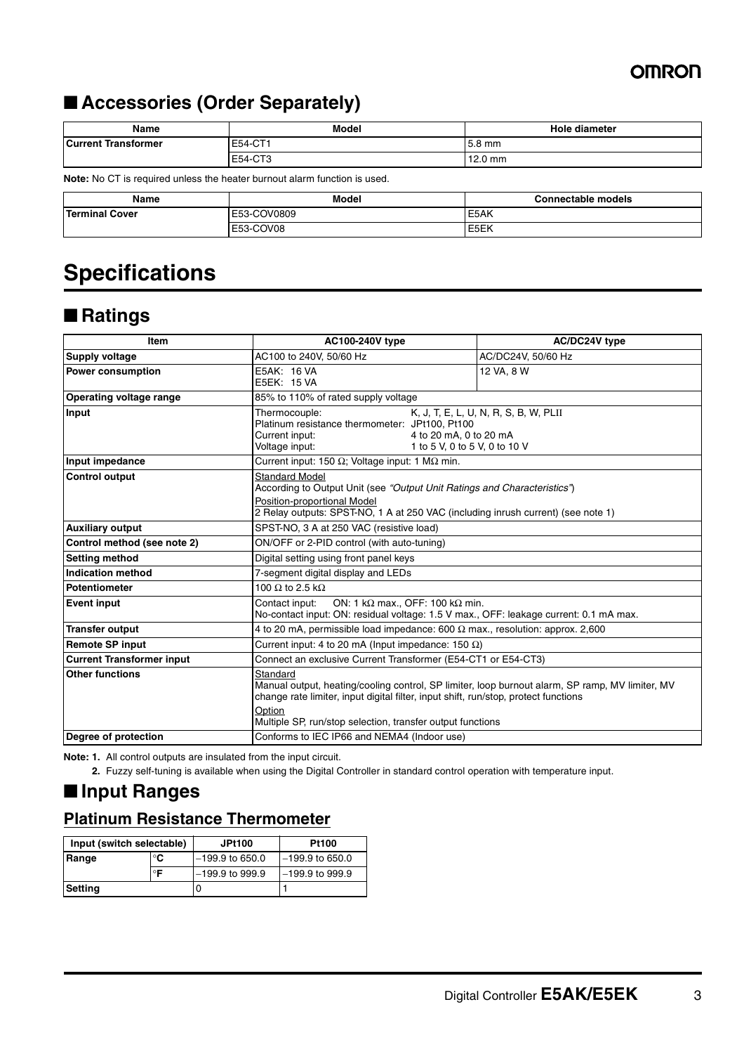## ■ Accessories (Order Separately)

| Name | Model | Hole diameter |
|---|---|---|
| Current Transformer | E54-CT1 | 5.8 mm |
| | E54-CT3 | 12.0 mm |

**Note:** No CT is required unless the heater burnout alarm function is used.

| Name | Model | Connectable models |
|---|---|---|
| Terminal Cover | E53-COV0809 | E5AK |
| | E53-COV08 | E5EK |

# Specifications

## ■ Ratings

| Item | AC100-240V type | AC/DC24V type |
|---|---|---|
| Supply voltage | AC100 to 240V, 50/60 Hz | AC/DC24V, 50/60 Hz |
| Power consumption | E5AK: 16 VA<br>E5EK: 15 VA | 12 VA, 8 W |
| Operating voltage range | 85% to 110% of rated supply voltage | |
| Input | Thermocouple: K, J, T, E, L, U, N, R, S, B, W, PLII<br>Platinum resistance thermometer: JPt100, Pt100<br>Current input: 4 to 20 mA, 0 to 20 mA<br>Voltage input: 1 to 5 V, 0 to 5 V, 0 to 10 V | |
| Input impedance | Current input: 150 Ω; Voltage input: 1 MΩ min. | |
| Control output | Standard Model<br>According to Output Unit (see *"Output Unit Ratings and Characteristics"*)<br>Position-proportional Model<br>2 Relay outputs: SPST-NO, 1 A at 250 VAC (including inrush current) (see note 1) | |
| Auxiliary output | SPST-NO, 3 A at 250 VAC (resistive load) | |
| Control method (see note 2) | ON/OFF or 2-PID control (with auto-tuning) | |
| Setting method | Digital setting using front panel keys | |
| Indication method | 7-segment digital display and LEDs | |
| Potentiometer | 100 Ω to 2.5 kΩ | |
| Event input | Contact input: ON: 1 kΩ max., OFF: 100 kΩ min.<br>No-contact input: ON: residual voltage: 1.5 V max., OFF: leakage current: 0.1 mA max. | |
| Transfer output | 4 to 20 mA, permissible load impedance: 600 Ω max., resolution: approx. 2,600 | |
| Remote SP input | Current input: 4 to 20 mA (Input impedance: 150 Ω) | |
| Current Transformer input | Connect an exclusive Current Transformer (E54-CT1 or E54-CT3) | |
| Other functions | Standard<br>Manual output, heating/cooling control, SP limiter, loop burnout alarm, SP ramp, MV limiter, MV change rate limiter, input digital filter, input shift, run/stop, protect functions<br>Option<br>Multiple SP, run/stop selection, transfer output functions | |
| Degree of protection | Conforms to IEC IP66 and NEMA4 (Indoor use) | |

**Note: 1.** All control outputs are insulated from the input circuit.

**2.** Fuzzy self-tuning is available when using the Digital Controller in standard control operation with temperature input.

## ■ Input Ranges

### Platinum Resistance Thermometer

| Input (switch selectable) | | JPt100 | Pt100 |
|---|---|---|---|
| Range | °C | −199.9 to 650.0 | −199.9 to 650.0 |
| | °F | −199.9 to 999.9 | −199.9 to 999.9 |
| Setting | | 0 | 1 |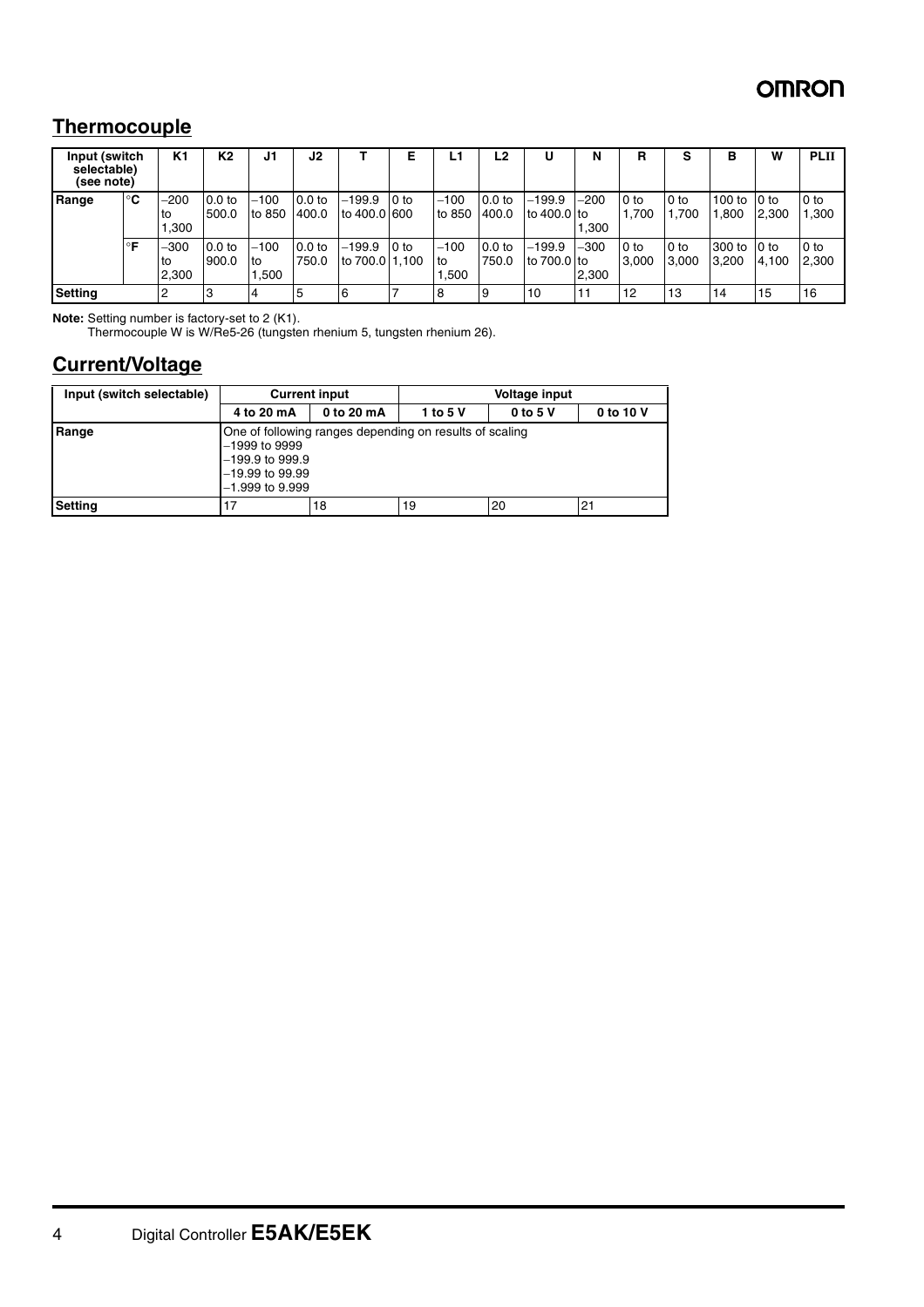## Thermocouple

| Input (switch selectable) (see note) | | K1 | K2 | J1 | J2 | T | E | L1 | L2 | U | N | R | S | B | W | PLII |
|---|---|---|---|---|---|---|---|---|---|---|---|---|---|---|---|---|
| Range | °C | −200 to 1,300 | 0.0 to 500.0 | −100 to 850 | 0.0 to 400.0 | −199.9 to 400.0 | 0 to 600 | −100 to 850 | 0.0 to 400.0 | −199.9 to 400.0 | −200 to 1,300 | 0 to 1,700 | 0 to 1,700 | 100 to 1,800 | 0 to 2,300 | 0 to 1,300 |
| | °F | −300 to 2,300 | 0.0 to 900.0 | −100 to 1,500 | 0.0 to 750.0 | −199.9 to 700.0 | 0 to 1,100 | −100 to 1,500 | 0.0 to 750.0 | −199.9 to 700.0 | −300 to 2,300 | 0 to 3,000 | 0 to 3,000 | 300 to 3,200 | 0 to 4,100 | 0 to 2,300 |
| Setting | | 2 | 3 | 4 | 5 | 6 | 7 | 8 | 9 | 10 | 11 | 12 | 13 | 14 | 15 | 16 |

**Note:** Setting number is factory-set to 2 (K1).
Thermocouple W is W/Re5-26 (tungsten rhenium 5, tungsten rhenium 26).

## Current/Voltage

| Input (switch selectable) | Current input | | Voltage input | | |
|---|---|---|---|---|---|
| | 4 to 20 mA | 0 to 20 mA | 1 to 5 V | 0 to 5 V | 0 to 10 V |
| Range | One of following ranges depending on results of scaling<br>−1999 to 9999<br>−199.9 to 999.9<br>−19.99 to 99.99<br>−1.999 to 9.999 | | | | |
| Setting | 17 | 18 | 19 | 20 | 21 |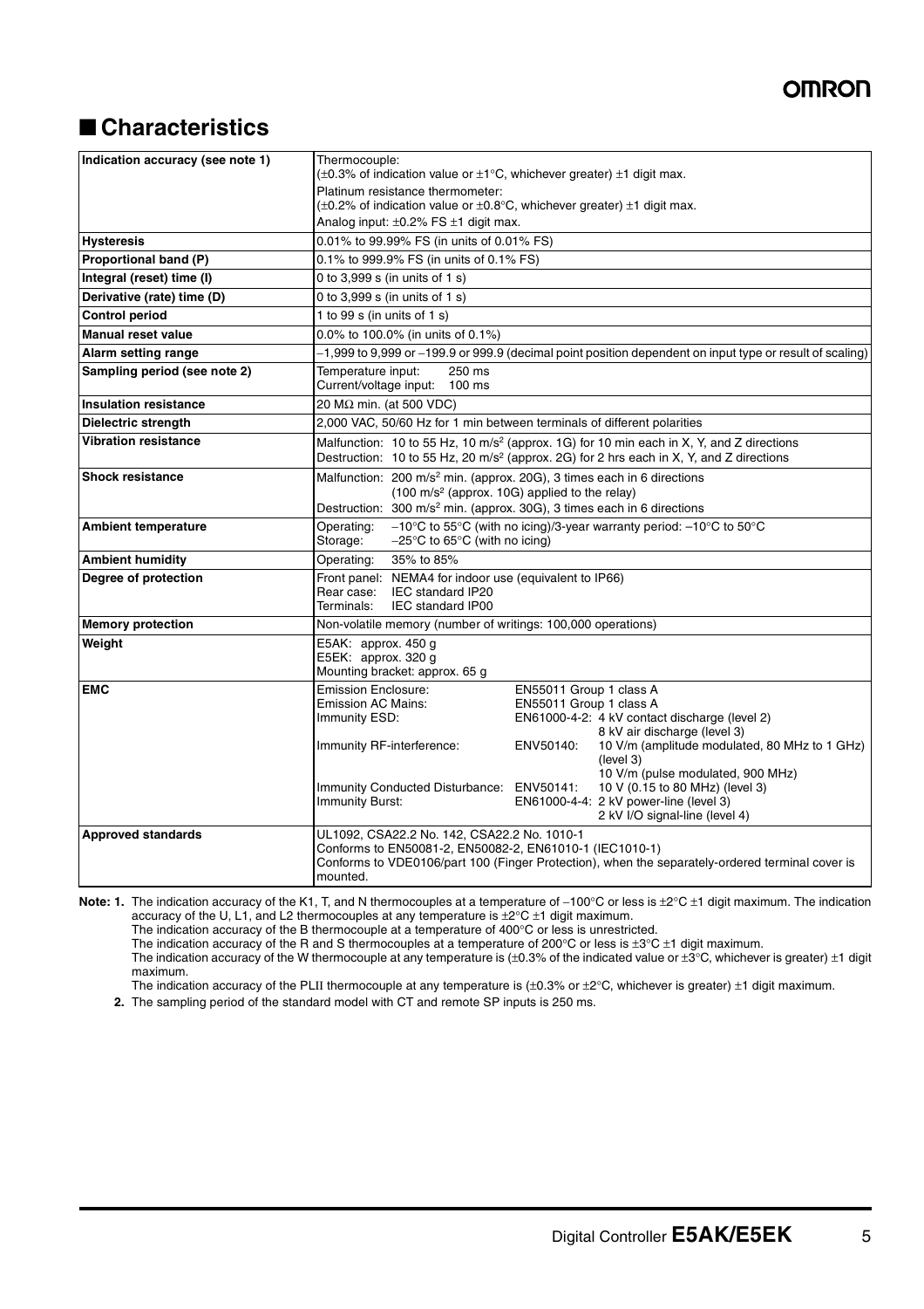## ■ Characteristics

| | |
|---|---|
| **Indication accuracy (see note 1)** | Thermocouple:<br>(±0.3% of indication value or ±1°C, whichever greater) ±1 digit max.<br>Platinum resistance thermometer:<br>(±0.2% of indication value or ±0.8°C, whichever greater) ±1 digit max.<br>Analog input: ±0.2% FS ±1 digit max. |
| **Hysteresis** | 0.01% to 99.99% FS (in units of 0.01% FS) |
| **Proportional band (P)** | 0.1% to 999.9% FS (in units of 0.1% FS) |
| **Integral (reset) time (I)** | 0 to 3,999 s (in units of 1 s) |
| **Derivative (rate) time (D)** | 0 to 3,999 s (in units of 1 s) |
| **Control period** | 1 to 99 s (in units of 1 s) |
| **Manual reset value** | 0.0% to 100.0% (in units of 0.1%) |
| **Alarm setting range** | −1,999 to 9,999 or −199.9 or 999.9 (decimal point position dependent on input type or result of scaling) |
| **Sampling period (see note 2)** | Temperature input: 250 ms<br>Current/voltage input: 100 ms |
| **Insulation resistance** | 20 MΩ min. (at 500 VDC) |
| **Dielectric strength** | 2,000 VAC, 50/60 Hz for 1 min between terminals of different polarities |
| **Vibration resistance** | Malfunction: 10 to 55 Hz, 10 m/s² (approx. 1G) for 10 min each in X, Y, and Z directions<br>Destruction: 10 to 55 Hz, 20 m/s² (approx. 2G) for 2 hrs each in X, Y, and Z directions |
| **Shock resistance** | Malfunction: 200 m/s² min. (approx. 20G), 3 times each in 6 directions<br>(100 m/s² (approx. 10G) applied to the relay)<br>Destruction: 300 m/s² min. (approx. 30G), 3 times each in 6 directions |
| **Ambient temperature** | Operating: −10°C to 55°C (with no icing)/3-year warranty period: −10°C to 50°C<br>Storage: −25°C to 65°C (with no icing) |
| **Ambient humidity** | Operating: 35% to 85% |
| **Degree of protection** | Front panel: NEMA4 for indoor use (equivalent to IP66)<br>Rear case: IEC standard IP20<br>Terminals: IEC standard IP00 |
| **Memory protection** | Non-volatile memory (number of writings: 100,000 operations) |
| **Weight** | E5AK: approx. 450 g<br>E5EK: approx. 320 g<br>Mounting bracket: approx. 65 g |
| **EMC** | Emission Enclosure: EN55011 Group 1 class A<br>Emission AC Mains: EN55011 Group 1 class A<br>Immunity ESD: EN61000-4-2: 4 kV contact discharge (level 2)<br>8 kV air discharge (level 3)<br>Immunity RF-interference: ENV50140: 10 V/m (amplitude modulated, 80 MHz to 1 GHz) (level 3)<br>10 V/m (pulse modulated, 900 MHz)<br>Immunity Conducted Disturbance: ENV50141: 10 V (0.15 to 80 MHz) (level 3)<br>Immunity Burst: EN61000-4-4: 2 kV power-line (level 3)<br>2 kV I/O signal-line (level 4) |
| **Approved standards** | UL1092, CSA22.2 No. 142, CSA22.2 No. 1010-1<br>Conforms to EN50081-2, EN50082-2, EN61010-1 (IEC1010-1)<br>Conforms to VDE0106/part 100 (Finger Protection), when the separately-ordered terminal cover is mounted. |

**Note: 1.** The indication accuracy of the K1, T, and N thermocouples at a temperature of −100°C or less is ±2°C ±1 digit maximum. The indication accuracy of the U, L1, and L2 thermocouples at any temperature is ±2°C ±1 digit maximum.
The indication accuracy of the B thermocouple at a temperature of 400°C or less is unrestricted.
The indication accuracy of the R and S thermocouples at a temperature of 200°C or less is ±3°C ±1 digit maximum.
The indication accuracy of the W thermocouple at any temperature is (±0.3% of the indicated value or ±3°C, whichever is greater) ±1 digit maximum.
The indication accuracy of the PLII thermocouple at any temperature is (±0.3% or ±2°C, whichever is greater) ±1 digit maximum.

**2.** The sampling period of the standard model with CT and remote SP inputs is 250 ms.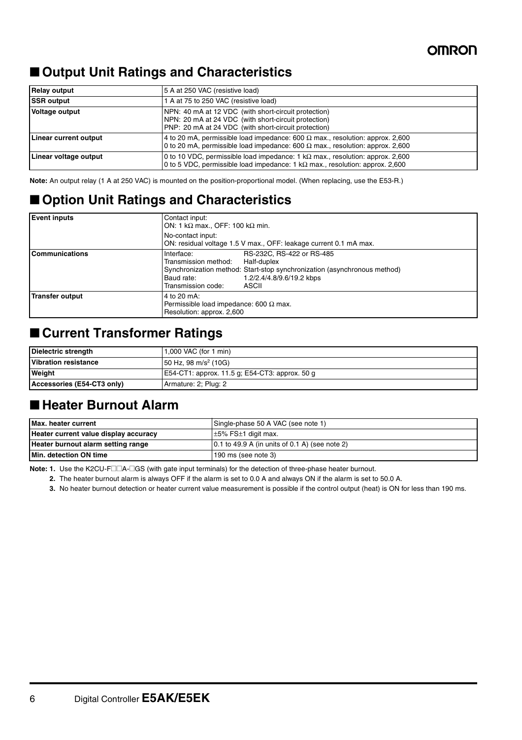## ■ Output Unit Ratings and Characteristics

| | |
|---|---|
| **Relay output** | 5 A at 250 VAC (resistive load) |
| **SSR output** | 1 A at 75 to 250 VAC (resistive load) |
| **Voltage output** | NPN: 40 mA at 12 VDC (with short-circuit protection)<br>NPN: 20 mA at 24 VDC (with short-circuit protection)<br>PNP: 20 mA at 24 VDC (with short-circuit protection) |
| **Linear current output** | 4 to 20 mA, permissible load impedance: 600 Ω max., resolution: approx. 2,600<br>0 to 20 mA, permissible load impedance: 600 Ω max., resolution: approx. 2,600 |
| **Linear voltage output** | 0 to 10 VDC, permissible load impedance: 1 kΩ max., resolution: approx. 2,600<br>0 to 5 VDC, permissible load impedance: 1 kΩ max., resolution: approx. 2,600 |

**Note:** An output relay (1 A at 250 VAC) is mounted on the position-proportional model. (When replacing, use the E53-R.)

## ■ Option Unit Ratings and Characteristics

| | |
|---|---|
| **Event inputs** | Contact input:<br>ON: 1 kΩ max., OFF: 100 kΩ min.<br>No-contact input:<br>ON: residual voltage 1.5 V max., OFF: leakage current 0.1 mA max. |
| **Communications** | Interface: RS-232C, RS-422 or RS-485<br>Transmission method: Half-duplex<br>Synchronization method: Start-stop synchronization (asynchronous method)<br>Baud rate: 1.2/2.4/4.8/9.6/19.2 kbps<br>Transmission code: ASCII |
| **Transfer output** | 4 to 20 mA:<br>Permissible load impedance: 600 Ω max.<br>Resolution: approx. 2,600 |

## ■ Current Transformer Ratings

| | |
|---|---|
| **Dielectric strength** | 1,000 VAC (for 1 min) |
| **Vibration resistance** | 50 Hz, 98 $m/s^2$ (10G) |
| **Weight** | E54-CT1: approx. 11.5 g; E54-CT3: approx. 50 g |
| **Accessories (E54-CT3 only)** | Armature: 2; Plug: 2 |

## ■ Heater Burnout Alarm

| | |
|---|---|
| **Max. heater current** | Single-phase 50 A VAC (see note 1) |
| **Heater current value display accuracy** | ±5% FS±1 digit max. |
| **Heater burnout alarm setting range** | 0.1 to 49.9 A (in units of 0.1 A) (see note 2) |
| **Min. detection ON time** | 190 ms (see note 3) |

**Note:** **1.** Use the K2CU-F□□A-□GS (with gate input terminals) for the detection of three-phase heater burnout.

**2.** The heater burnout alarm is always OFF if the alarm is set to 0.0 A and always ON if the alarm is set to 50.0 A.

**3.** No heater burnout detection or heater current value measurement is possible if the control output (heat) is ON for less than 190 ms.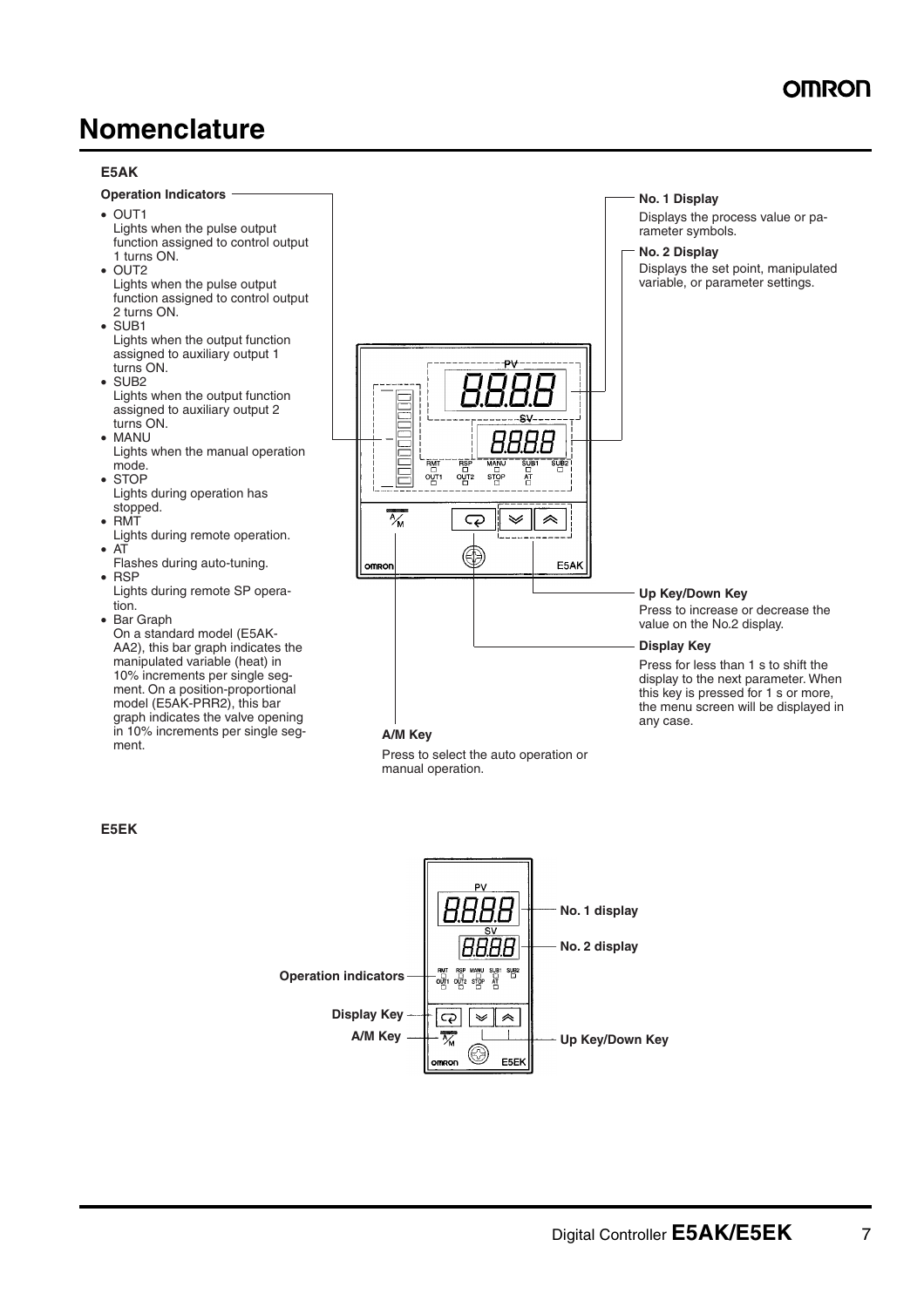# Nomenclature

## E5AK

**Operation Indicators**

- OUT1
  Lights when the pulse output function assigned to control output 1 turns ON.
- OUT2
  Lights when the pulse output function assigned to control output 2 turns ON.
- SUB1
  Lights when the output function assigned to auxiliary output 1 turns ON.
- SUB2
  Lights when the output function assigned to auxiliary output 2 turns ON.
- MANU
  Lights when the manual operation mode.
- STOP
  Lights during operation has stopped.
- RMT
  Lights during remote operation.
- AT
  Flashes during auto-tuning.
- RSP
  Lights during remote SP operation.
- Bar Graph
  On a standard model (E5AK-AA2), this bar graph indicates the manipulated variable (heat) in 10% increments per single segment. On a position-proportional model (E5AK-PRR2), this bar graph indicates the valve opening in 10% increments per single segment.

**No. 1 Display**

Displays the process value or parameter symbols.

**No. 2 Display**

Displays the set point, manipulated variable, or parameter settings.

**Up Key/Down Key**

Press to increase or decrease the value on the No.2 display.

**Display Key**

Press for less than 1 s to shift the display to the next parameter. When this key is pressed for 1 s or more, the menu screen will be displayed in any case.

**A/M Key**

Press to select the auto operation or manual operation.

PV
8.8.8.8
SV
8.8.8.8
RMT RSP MANU SUB1 SUB2
OUT1 OUT2 STOP AT
A/M
OMRON E5AK

## E5EK

PV
8.8.8.8
SV
8.8.8.8
RMT RSP MANU SUB1 SUB2
OUT1 OUT2 STOP AT
A/M
OMRON E5EK

No. 1 display

No. 2 display

Operation indicators

Display Key

A/M Key

Up Key/Down Key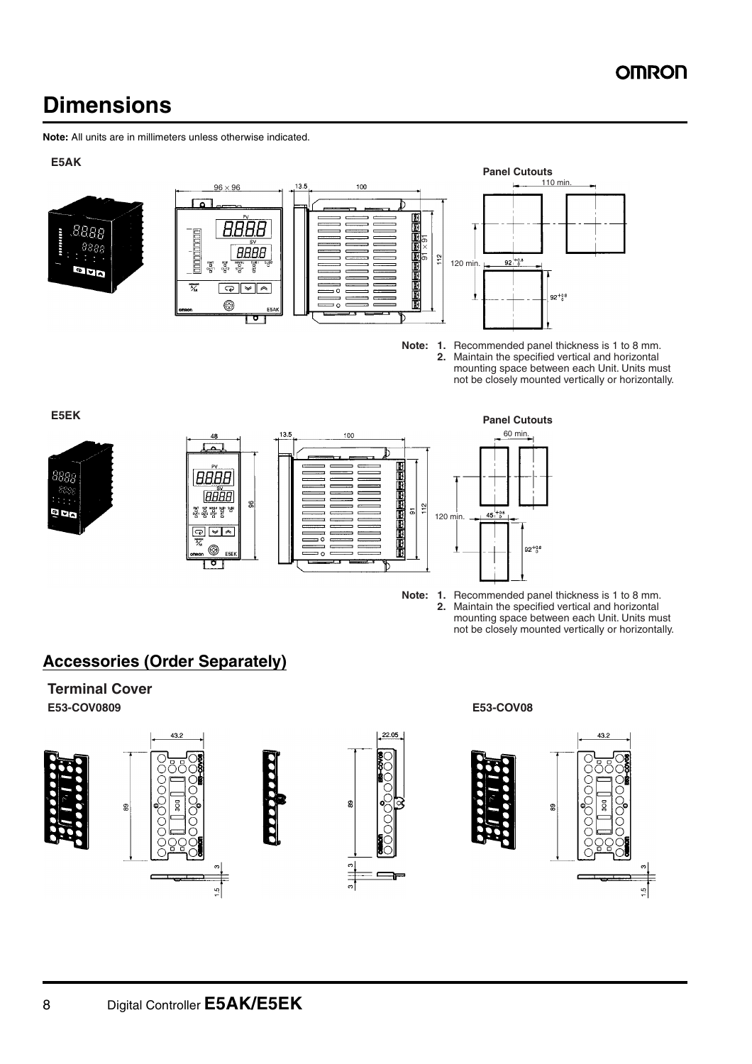# Dimensions

**Note:** All units are in millimeters unless otherwise indicated.

**E5AK**

96 × 96

13.5

100

91 × 91

112

**Panel Cutouts**

110 min.

120 min.

$92^{+0.8}_{0}$

$92^{+0.8}_{0}$

**Note:** 1. Recommended panel thickness is 1 to 8 mm.
2. Maintain the specified vertical and horizontal mounting space between each Unit. Units must not be closely mounted vertically or horizontally.

**E5EK**

48

96

13.5

100

91

112

**Panel Cutouts**

60 min.

120 min.

$45^{+0.6}_{0}$

$92^{+0.8}_{0}$

**Note:** 1. Recommended panel thickness is 1 to 8 mm.
2. Maintain the specified vertical and horizontal mounting space between each Unit. Units must not be closely mounted vertically or horizontally.

## Accessories (Order Separately)

### Terminal Cover

**E53-COV0809**

43.2

89

3

1.5

22.05

89

3

3

**E53-COV08**

43.2

89

3

1.5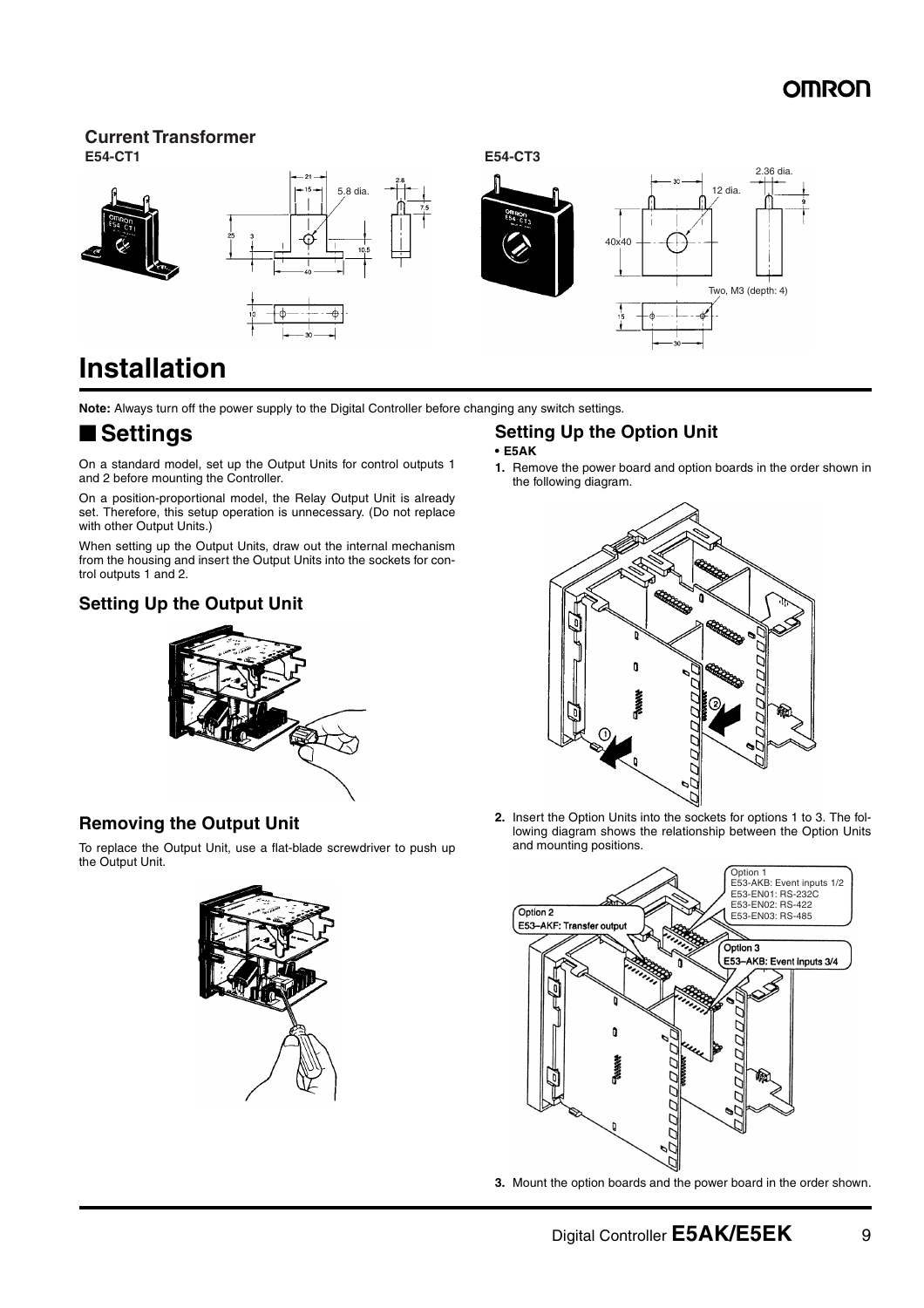## Current Transformer

**E54-CT1**

**E54-CT3**

# Installation

**Note:** Always turn off the power supply to the Digital Controller before changing any switch settings.

## ■ Settings

On a standard model, set up the Output Units for control outputs 1 and 2 before mounting the Controller.

On a position-proportional model, the Relay Output Unit is already set. Therefore, this setup operation is unnecessary. (Do not replace with other Output Units.)

When setting up the Output Units, draw out the internal mechanism from the housing and insert the Output Units into the sockets for control outputs 1 and 2.

### Setting Up the Output Unit

### Removing the Output Unit

To replace the Output Unit, use a flat-blade screwdriver to push up the Output Unit.

### Setting Up the Option Unit

**• E5AK**

1. Remove the power board and option boards in the order shown in the following diagram.

2. Insert the Option Units into the sockets for options 1 to 3. The following diagram shows the relationship between the Option Units and mounting positions.

3. Mount the option boards and the power board in the order shown.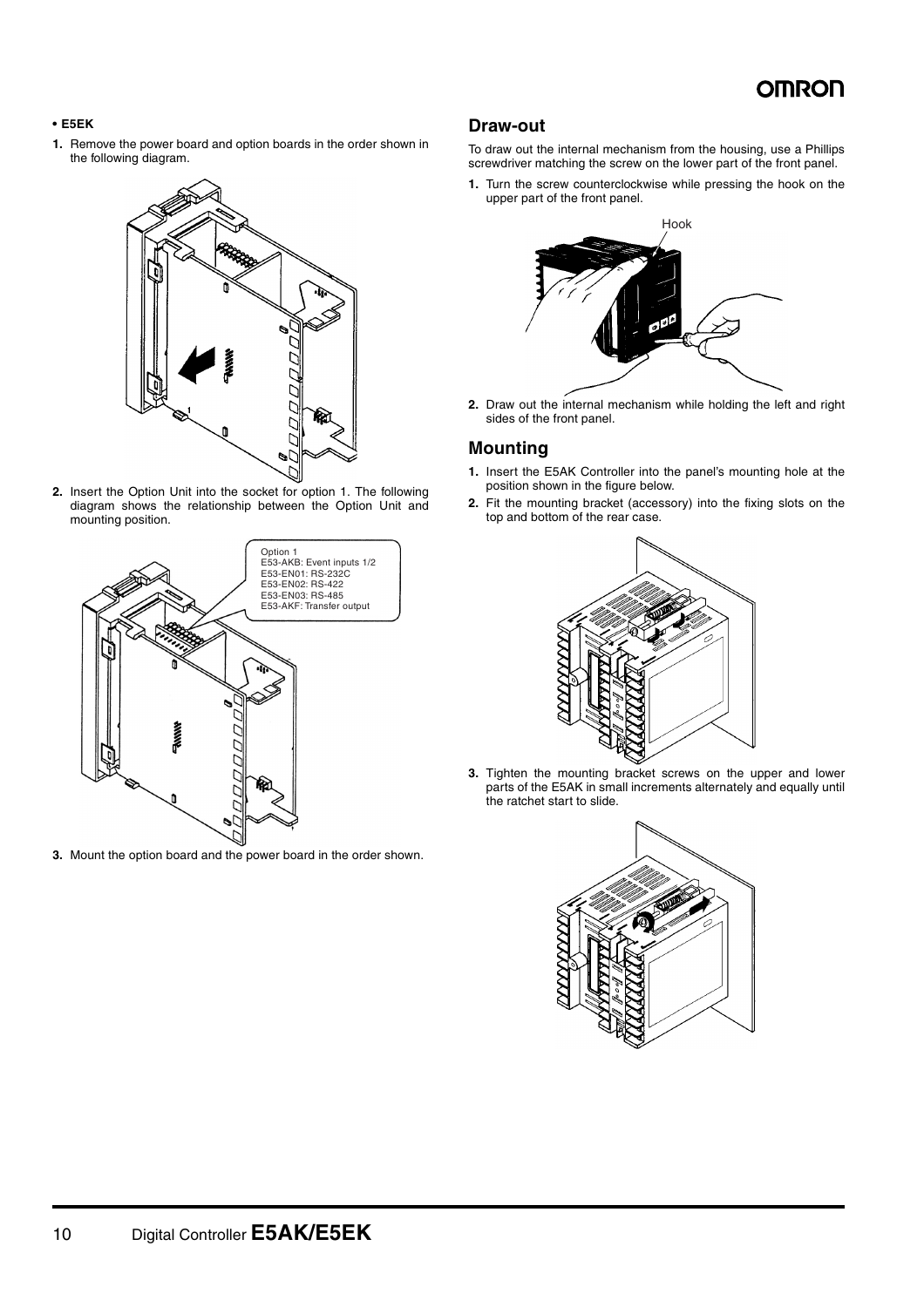• **E5EK**

1. Remove the power board and option boards in the order shown in the following diagram.

2. Insert the Option Unit into the socket for option 1. The following diagram shows the relationship between the Option Unit and mounting position.

Option 1
E53-AKB: Event inputs 1/2
E53-EN01: RS-232C
E53-EN02: RS-422
E53-EN03: RS-485
E53-AKF: Transfer output

3. Mount the option board and the power board in the order shown.

## Draw-out

To draw out the internal mechanism from the housing, use a Phillips screwdriver matching the screw on the lower part of the front panel.

1. Turn the screw counterclockwise while pressing the hook on the upper part of the front panel.

Hook

2. Draw out the internal mechanism while holding the left and right sides of the front panel.

## Mounting

1. Insert the E5AK Controller into the panel's mounting hole at the position shown in the figure below.
2. Fit the mounting bracket (accessory) into the fixing slots on the top and bottom of the rear case.

3. Tighten the mounting bracket screws on the upper and lower parts of the E5AK in small increments alternately and equally until the ratchet start to slide.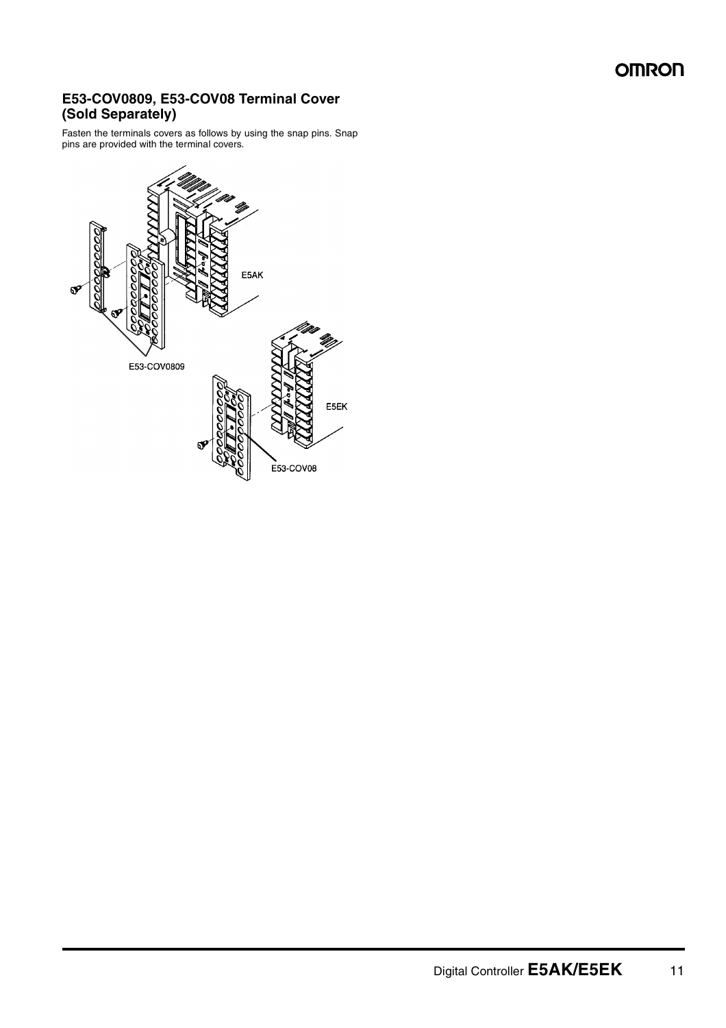### E53-COV0809, E53-COV08 Terminal Cover (Sold Separately)

Fasten the terminals covers as follows by using the snap pins. Snap pins are provided with the terminal covers.

E5AK

E53-COV0809

E5EK

E53-COV08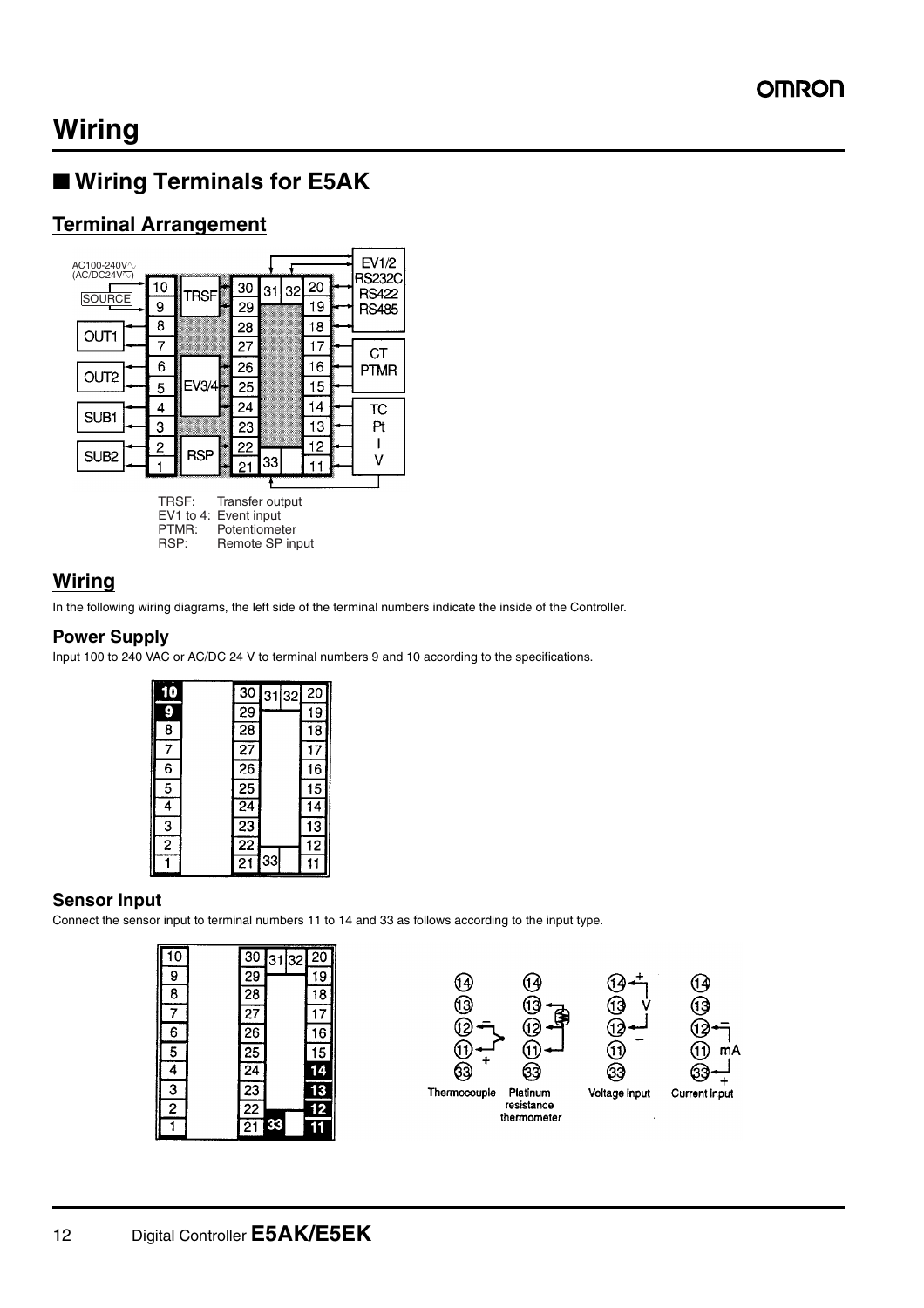# Wiring

## ■ Wiring Terminals for E5AK

### Terminal Arrangement

AC100-240V∿
(AC/DC24V∿)
SOURCE
OUT1
OUT2
SUB1
SUB2
TRSF
EV3/4
RSP
EV1/2
RS232C
RS422
RS485
CT
PTMR
TC
Pt
I
V

TRSF: Transfer output
EV1 to 4: Event input
PTMR: Potentiometer
RSP: Remote SP input

### Wiring

In the following wiring diagrams, the left side of the terminal numbers indicate the inside of the Controller.

#### Power Supply

Input 100 to 240 VAC or AC/DC 24 V to terminal numbers 9 and 10 according to the specifications.

#### Sensor Input

Connect the sensor input to terminal numbers 11 to 14 and 33 as follows according to the input type.

Thermocouple
Platinum resistance thermometer
Voltage Input
Current Input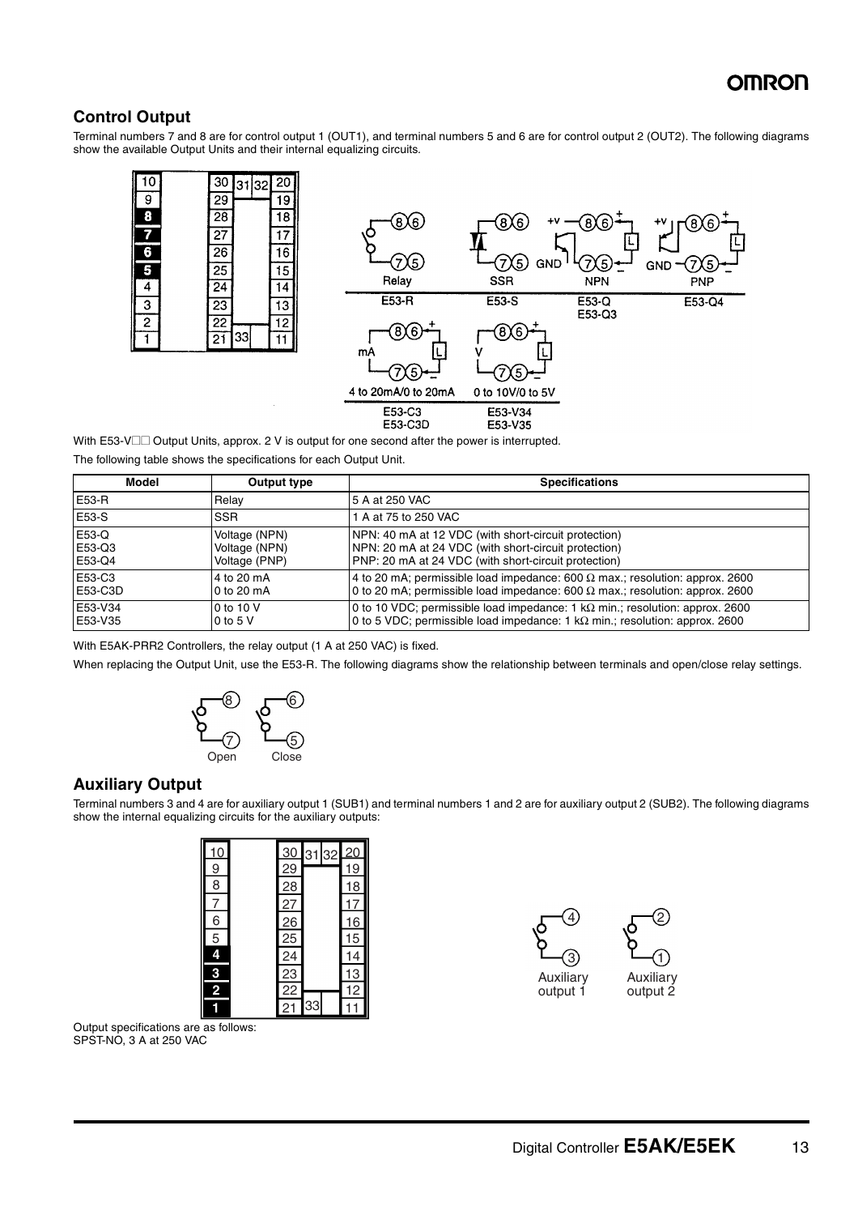## Control Output

Terminal numbers 7 and 8 are for control output 1 (OUT1), and terminal numbers 5 and 6 are for control output 2 (OUT2). The following diagrams show the available Output Units and their internal equalizing circuits.

Relay
E53-R

SSR
E53-S

NPN
E53-Q
E53-Q3

PNP
E53-Q4

4 to 20mA/0 to 20mA
E53-C3
E53-C3D

0 to 10V/0 to 5V
E53-V34
E53-V35

With E53-V□□ Output Units, approx. 2 V is output for one second after the power is interrupted.

The following table shows the specifications for each Output Unit.

| Model | Output type | Specifications |
|---|---|---|
| E53-R | Relay | 5 A at 250 VAC |
| E53-S | SSR | 1 A at 75 to 250 VAC |
| E53-Q<br>E53-Q3<br>E53-Q4 | Voltage (NPN)<br>Voltage (NPN)<br>Voltage (PNP) | NPN: 40 mA at 12 VDC (with short-circuit protection)<br>NPN: 20 mA at 24 VDC (with short-circuit protection)<br>PNP: 20 mA at 24 VDC (with short-circuit protection) |
| E53-C3<br>E53-C3D | 4 to 20 mA<br>0 to 20 mA | 4 to 20 mA; permissible load impedance: 600 Ω max.; resolution: approx. 2600<br>0 to 20 mA; permissible load impedance: 600 Ω max.; resolution: approx. 2600 |
| E53-V34<br>E53-V35 | 0 to 10 V<br>0 to 5 V | 0 to 10 VDC; permissible load impedance: 1 kΩ min.; resolution: approx. 2600<br>0 to 5 VDC; permissible load impedance: 1 kΩ min.; resolution: approx. 2600 |

With E5AK-PRR2 Controllers, the relay output (1 A at 250 VAC) is fixed.

When replacing the Output Unit, use the E53-R. The following diagrams show the relationship between terminals and open/close relay settings.

Open
Close

## Auxiliary Output

Terminal numbers 3 and 4 are for auxiliary output 1 (SUB1) and terminal numbers 1 and 2 are for auxiliary output 2 (SUB2). The following diagrams show the internal equalizing circuits for the auxiliary outputs:

Auxiliary output 1
Auxiliary output 2

Output specifications are as follows:
SPST-NO, 3 A at 250 VAC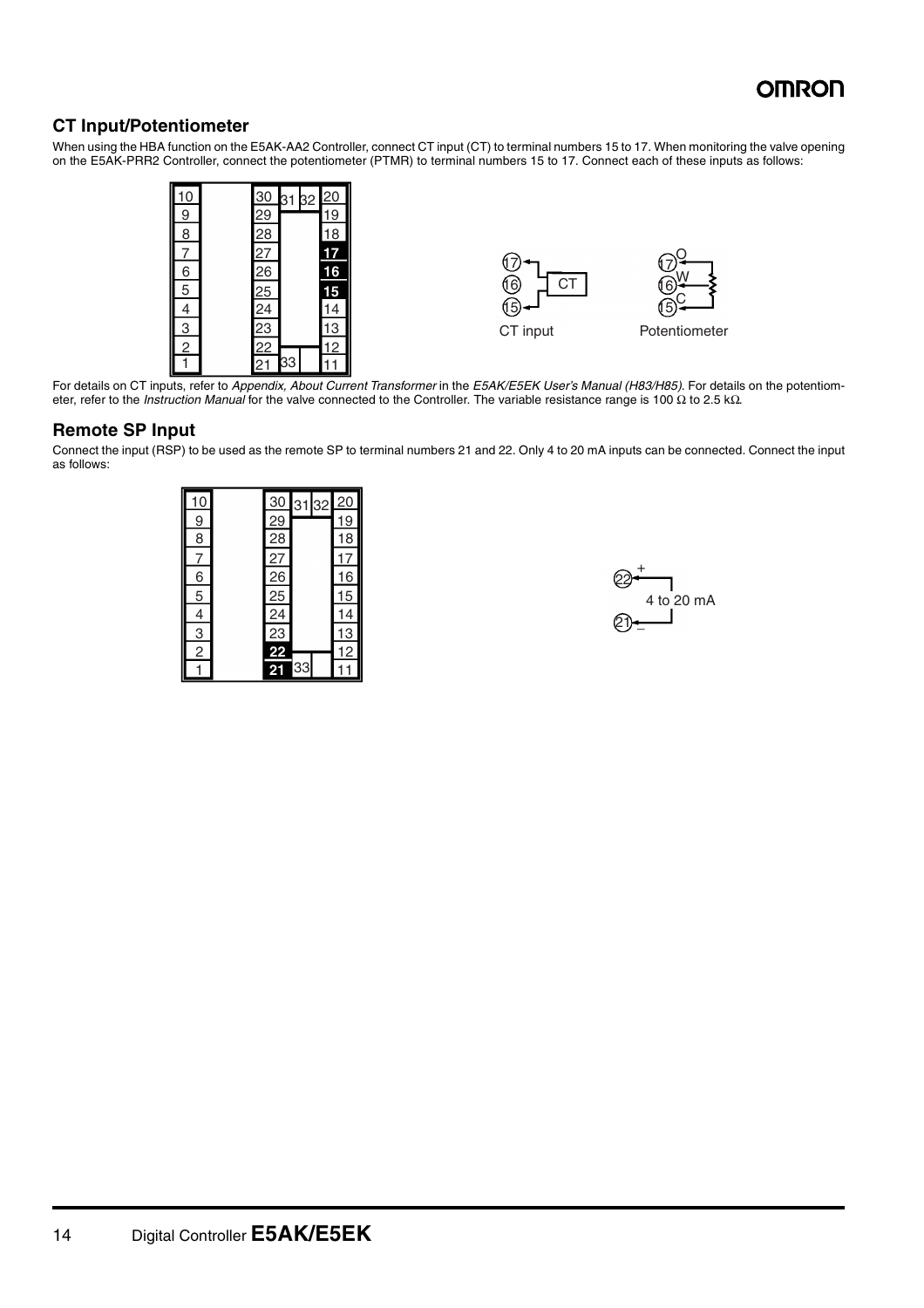## CT Input/Potentiometer

When using the HBA function on the E5AK-AA2 Controller, connect CT input (CT) to terminal numbers 15 to 17. When monitoring the valve opening on the E5AK-PRR2 Controller, connect the potentiometer (PTMR) to terminal numbers 15 to 17. Connect each of these inputs as follows:

CT input

Potentiometer

For details on CT inputs, refer to *Appendix, About Current Transformer* in the *E5AK/E5EK User's Manual (H83/H85)*. For details on the potentiometer, refer to the *Instruction Manual* for the valve connected to the Controller. The variable resistance range is 100 Ω to 2.5 kΩ.

## Remote SP Input

Connect the input (RSP) to be used as the remote SP to terminal numbers 21 and 22. Only 4 to 20 mA inputs can be connected. Connect the input as follows:

4 to 20 mA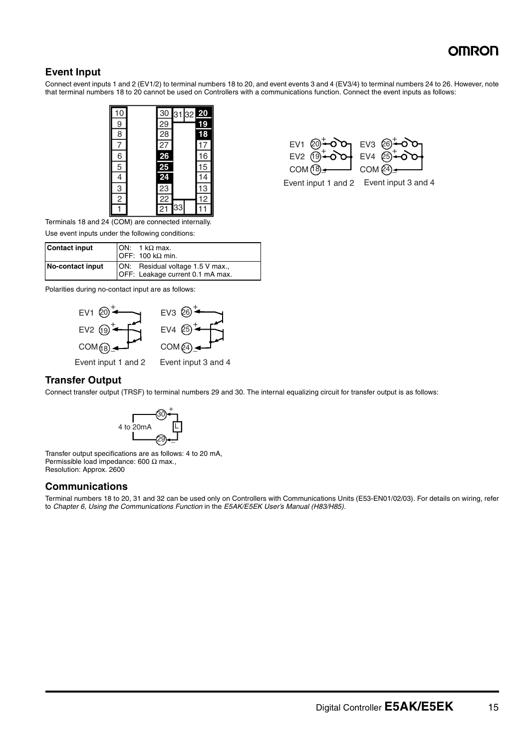## Event Input

Connect event inputs 1 and 2 (EV1/2) to terminal numbers 18 to 20, and event events 3 and 4 (EV3/4) to terminal numbers 24 to 26. However, note that terminal numbers 18 to 20 cannot be used on Controllers with a communications function. Connect the event inputs as follows:

10
9
8
7
6
5
4
3
2
1
30 31 32 20
29 19
28 18
27 17
26 16
25 15
24 14
23 13
22 12
21 33 11

EV1 20 +
EV2 19 +
COM 18 −
Event input 1 and 2

EV3 26 +
EV4 25 +
COM 24 −
Event input 3 and 4

Terminals 18 and 24 (COM) are connected internally.

Use event inputs under the following conditions:

| | |
|---|---|
| **Contact input** | ON: 1 kΩ max.<br>OFF: 100 kΩ min. |
| **No-contact input** | ON: Residual voltage 1.5 V max.,<br>OFF: Leakage current 0.1 mA max. |

Polarities during no-contact input are as follows:

EV1 20 +
EV2 19 +
COM 18 −
Event input 1 and 2

EV3 26 +
EV4 25 +
COM 24 −
Event input 3 and 4

## Transfer Output

Connect transfer output (TRSF) to terminal numbers 29 and 30. The internal equalizing circuit for transfer output is as follows:

30 +
4 to 20mA
L
29 −

Transfer output specifications are as follows: 4 to 20 mA,
Permissible load impedance: 600 Ω max.,
Resolution: Approx. 2600

## Communications

Terminal numbers 18 to 20, 31 and 32 can be used only on Controllers with Communications Units (E53-EN01/02/03). For details on wiring, refer to *Chapter 6, Using the Communications Function* in the *E5AK/E5EK User's Manual (H83/H85)*.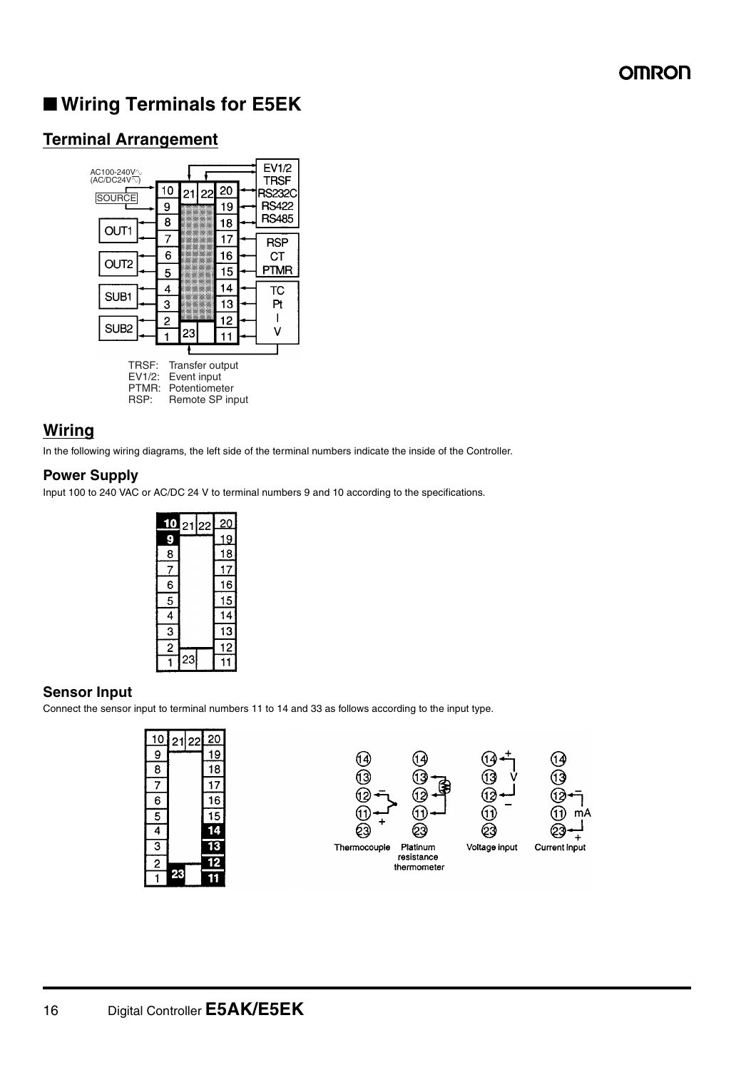## ■ Wiring Terminals for E5EK

### Terminal Arrangement

AC100-240V∿
(AC/DC24V∿)

SOURCE

OUT1

OUT2

SUB1

SUB2

EV1/2
TRSF
RS232C
RS422
RS485

RSP
CT
PTMR

TC
Pt
I
V

TRSF: Transfer output
EV1/2: Event input
PTMR: Potentiometer
RSP: Remote SP input

### Wiring

In the following wiring diagrams, the left side of the terminal numbers indicate the inside of the Controller.

#### Power Supply

Input 100 to 240 VAC or AC/DC 24 V to terminal numbers 9 and 10 according to the specifications.

#### Sensor Input

Connect the sensor input to terminal numbers 11 to 14 and 33 as follows according to the input type.

Thermocouple

Platinum resistance thermometer

Voltage input

Current input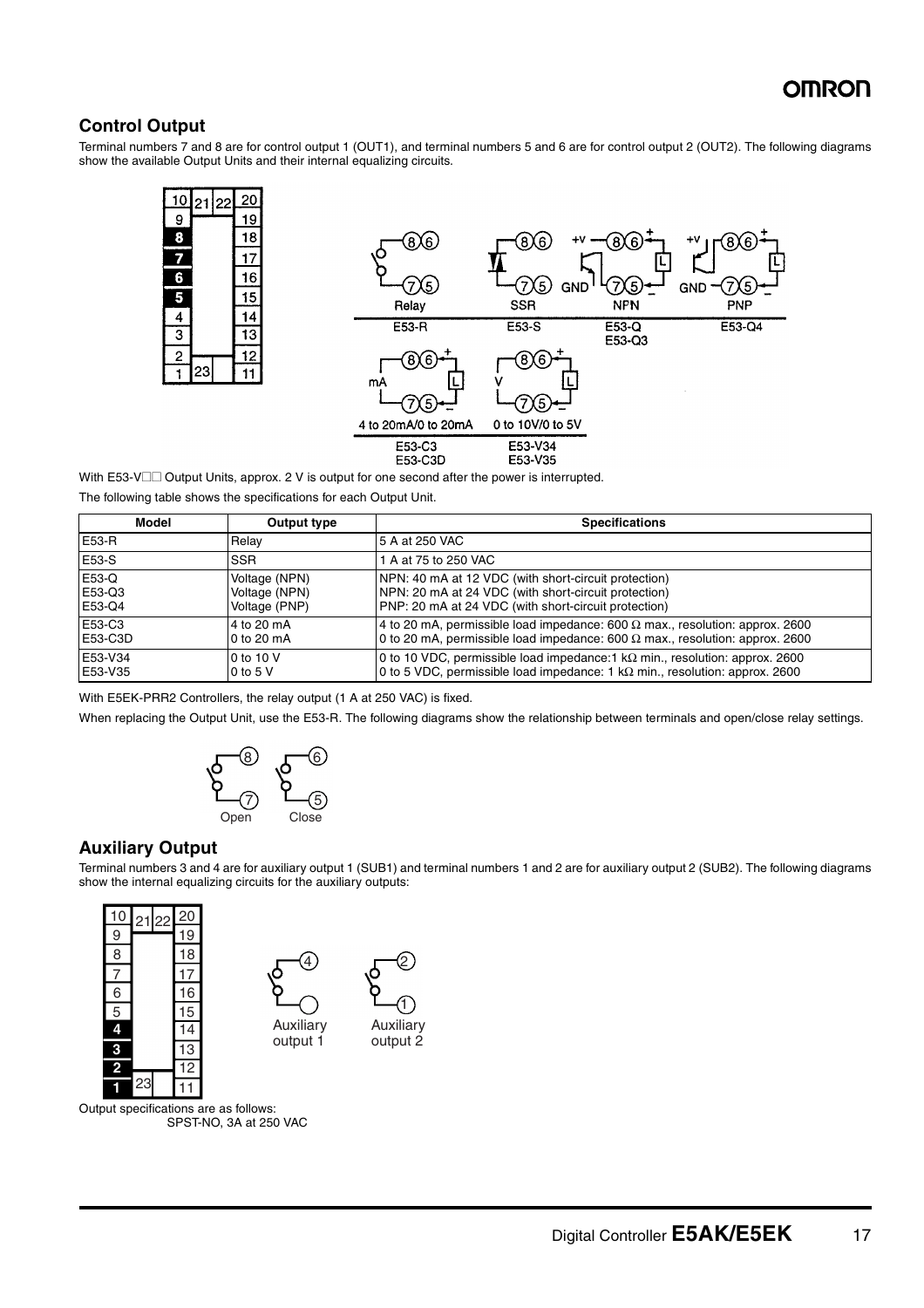## Control Output

Terminal numbers 7 and 8 are for control output 1 (OUT1), and terminal numbers 5 and 6 are for control output 2 (OUT2). The following diagrams show the available Output Units and their internal equalizing circuits.

Relay
E53-R

SSR
E53-S

NPN
E53-Q
E53-Q3

PNP
E53-Q4

4 to 20mA/0 to 20mA
E53-C3
E53-C3D

0 to 10V/0 to 5V
E53-V34
E53-V35

With E53-V□□ Output Units, approx. 2 V is output for one second after the power is interrupted.

The following table shows the specifications for each Output Unit.

| Model | Output type | Specifications |
|---|---|---|
| E53-R | Relay | 5 A at 250 VAC |
| E53-S | SSR | 1 A at 75 to 250 VAC |
| E53-Q<br>E53-Q3<br>E53-Q4 | Voltage (NPN)<br>Voltage (NPN)<br>Voltage (PNP) | NPN: 40 mA at 12 VDC (with short-circuit protection)<br>NPN: 20 mA at 24 VDC (with short-circuit protection)<br>PNP: 20 mA at 24 VDC (with short-circuit protection) |
| E53-C3<br>E53-C3D | 4 to 20 mA<br>0 to 20 mA | 4 to 20 mA, permissible load impedance: 600 Ω max., resolution: approx. 2600<br>0 to 20 mA, permissible load impedance: 600 Ω max., resolution: approx. 2600 |
| E53-V34<br>E53-V35 | 0 to 10 V<br>0 to 5 V | 0 to 10 VDC, permissible load impedance:1 kΩ min., resolution: approx. 2600<br>0 to 5 VDC, permissible load impedance: 1 kΩ min., resolution: approx. 2600 |

With E5EK-PRR2 Controllers, the relay output (1 A at 250 VAC) is fixed.

When replacing the Output Unit, use the E53-R. The following diagrams show the relationship between terminals and open/close relay settings.

Open
Close

## Auxiliary Output

Terminal numbers 3 and 4 are for auxiliary output 1 (SUB1) and terminal numbers 1 and 2 are for auxiliary output 2 (SUB2). The following diagrams show the internal equalizing circuits for the auxiliary outputs:

Auxiliary output 1
Auxiliary output 2

Output specifications are as follows:
SPST-NO, 3A at 250 VAC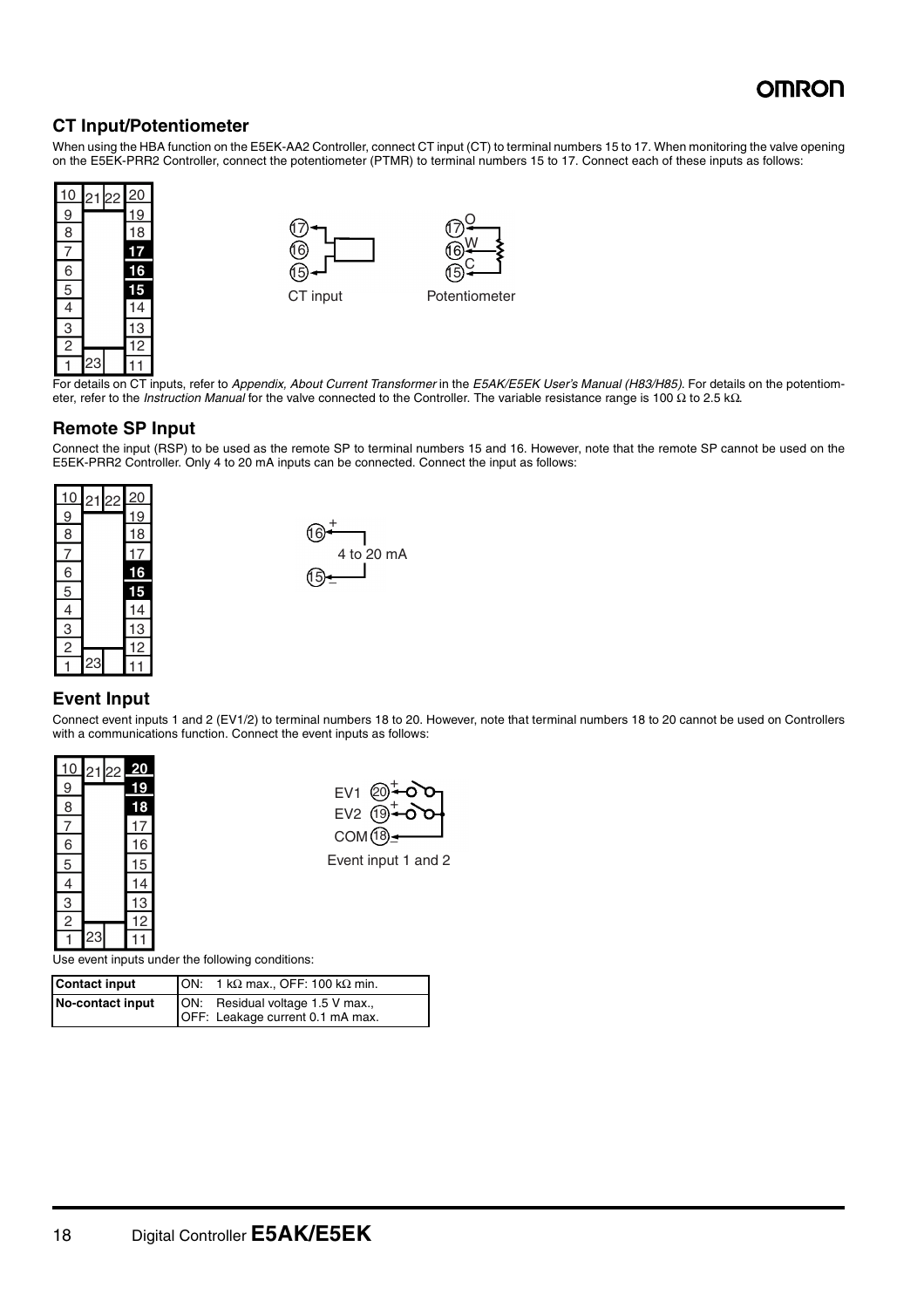## CT Input/Potentiometer

When using the HBA function on the E5EK-AA2 Controller, connect CT input (CT) to terminal numbers 15 to 17. When monitoring the valve opening on the E5EK-PRR2 Controller, connect the potentiometer (PTMR) to terminal numbers 15 to 17. Connect each of these inputs as follows:

CT input

Potentiometer

For details on CT inputs, refer to *Appendix, About Current Transformer* in the *E5AK/E5EK User's Manual (H83/H85)*. For details on the potentiometer, refer to the *Instruction Manual* for the valve connected to the Controller. The variable resistance range is 100 Ω to 2.5 kΩ.

## Remote SP Input

Connect the input (RSP) to be used as the remote SP to terminal numbers 15 and 16. However, note that the remote SP cannot be used on the E5EK-PRR2 Controller. Only 4 to 20 mA inputs can be connected. Connect the input as follows:

4 to 20 mA

## Event Input

Connect event inputs 1 and 2 (EV1/2) to terminal numbers 18 to 20. However, note that terminal numbers 18 to 20 cannot be used on Controllers with a communications function. Connect the event inputs as follows:

Event input 1 and 2

Use event inputs under the following conditions:

| | |
|---|---|
| **Contact input** | ON: 1 kΩ max., OFF: 100 kΩ min. |
| **No-contact input** | ON: Residual voltage 1.5 V max., OFF: Leakage current 0.1 mA max. |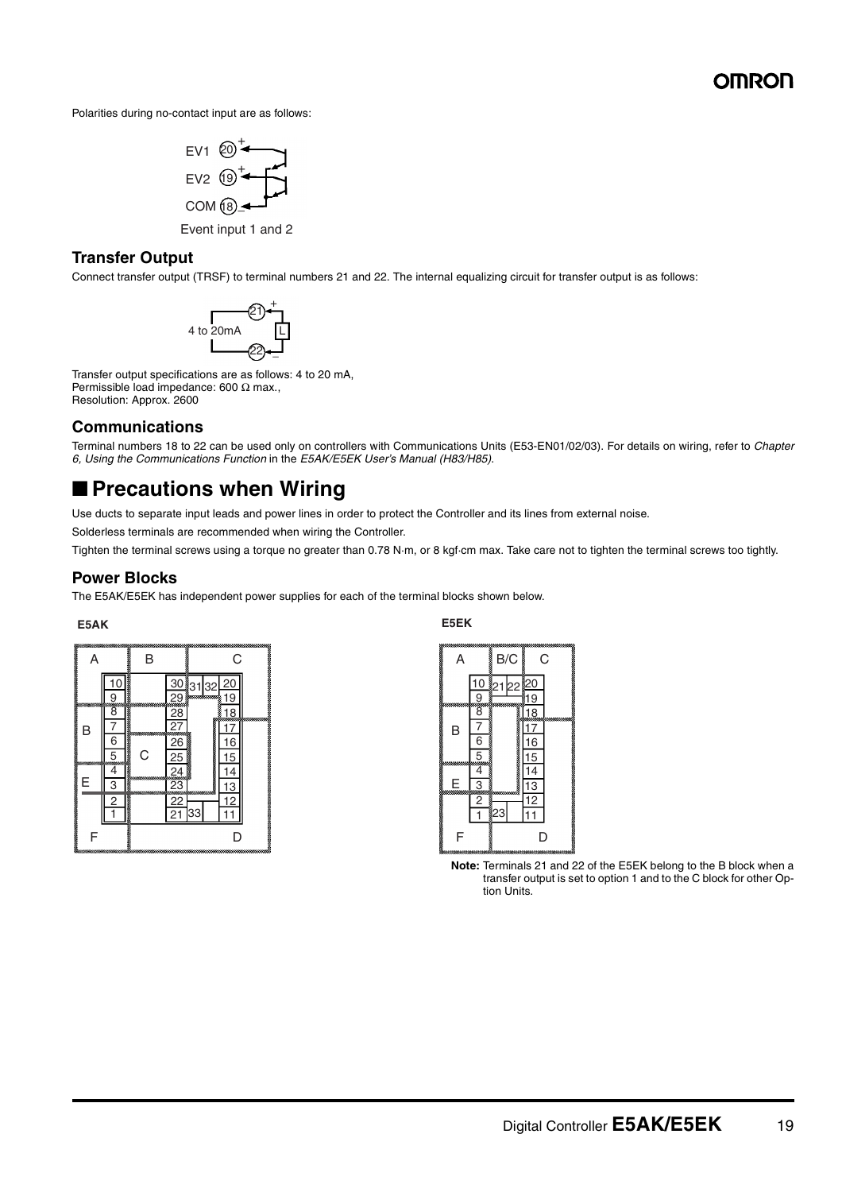Polarities during no-contact input are as follows:

EV1 (20) +

EV2 (19) +

COM (18) −

Event input 1 and 2

### Transfer Output

Connect transfer output (TRSF) to terminal numbers 21 and 22. The internal equalizing circuit for transfer output is as follows:

4 to 20mA (21) + L (22) −

Transfer output specifications are as follows: 4 to 20 mA,
Permissible load impedance: 600 Ω max.,
Resolution: Approx. 2600

### Communications

Terminal numbers 18 to 22 can be used only on controllers with Communications Units (E53-EN01/02/03). For details on wiring, refer to *Chapter 6, Using the Communications Function* in the *E5AK/E5EK User's Manual (H83/H85)*.

## ■ Precautions when Wiring

Use ducts to separate input leads and power lines in order to protect the Controller and its lines from external noise.

Solderless terminals are recommended when wiring the Controller.

Tighten the terminal screws using a torque no greater than 0.78 N·m, or 8 kgf·cm max. Take care not to tighten the terminal screws too tightly.

### Power Blocks

The E5AK/E5EK has independent power supplies for each of the terminal blocks shown below.

**E5AK**

**E5EK**

**Note:** Terminals 21 and 22 of the E5EK belong to the B block when a transfer output is set to option 1 and to the C block for other Option Units.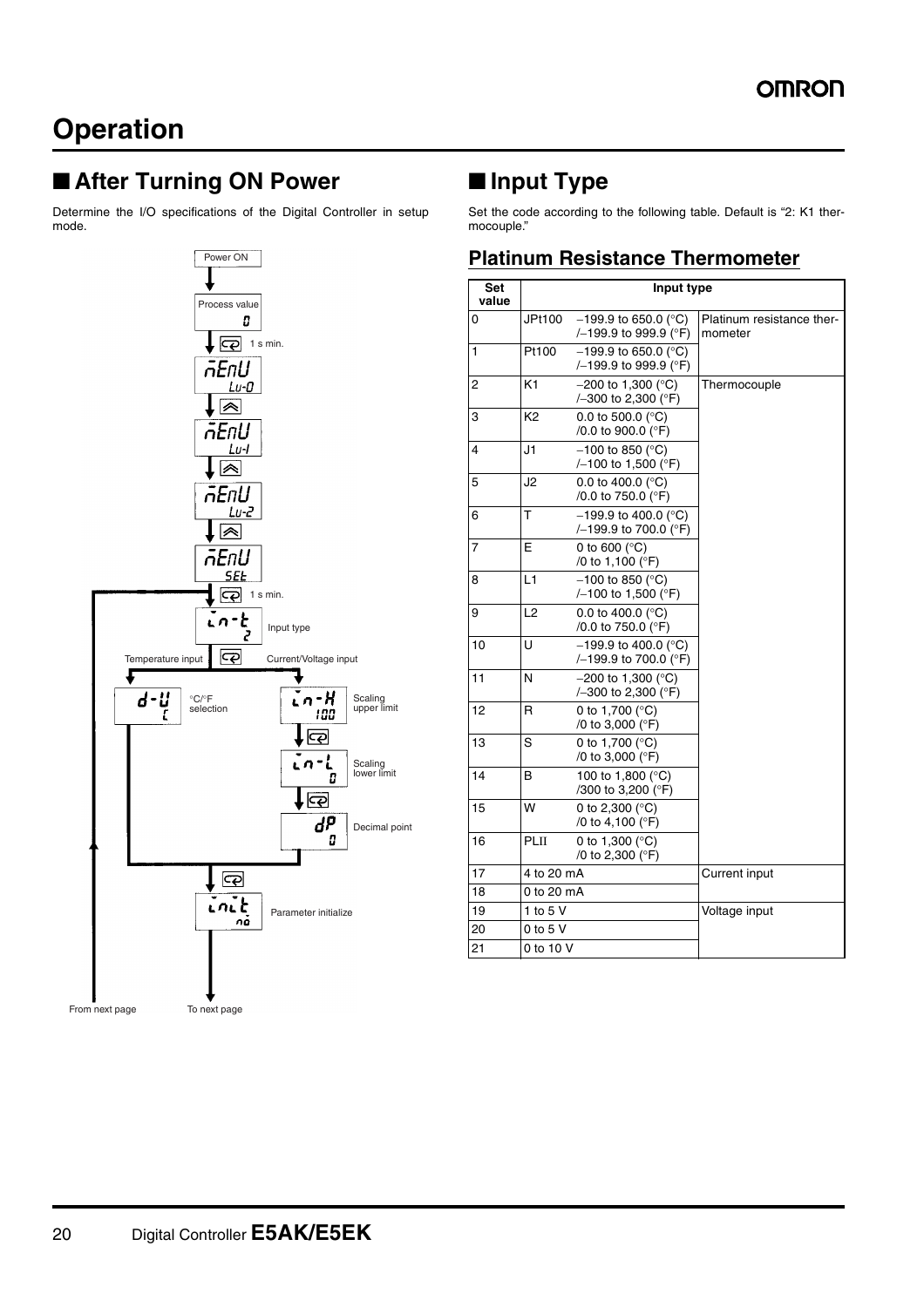# Operation

## ■ After Turning ON Power

Determine the I/O specifications of the Digital Controller in setup mode.

Power ON

Process value
0

1 s min.

nEnU
Lu-0

nEnU
Lu-1

nEnU
Lu-2

nEnU
SEt

1 s min.

in-t
2
Input type

Temperature input

Current/Voltage input

d-U
C
°C/°F selection

in-H
100
Scaling upper limit

in-L
0
Scaling lower limit

dP
0
Decimal point

init
no
Parameter initialize

From next page

To next page

## ■ Input Type

Set the code according to the following table. Default is "2: K1 thermocouple."

### Platinum Resistance Thermometer

| Set value | Input type | | |
|---|---|---|---|
| 0 | JPt100 | −199.9 to 650.0 (°C) /−199.9 to 999.9 (°F) | Platinum resistance thermometer |
| 1 | Pt100 | −199.9 to 650.0 (°C) /−199.9 to 999.9 (°F) | |
| 2 | K1 | −200 to 1,300 (°C) /−300 to 2,300 (°F) | Thermocouple |
| 3 | K2 | 0.0 to 500.0 (°C) /0.0 to 900.0 (°F) | |
| 4 | J1 | −100 to 850 (°C) /−100 to 1,500 (°F) | |
| 5 | J2 | 0.0 to 400.0 (°C) /0.0 to 750.0 (°F) | |
| 6 | T | −199.9 to 400.0 (°C) /−199.9 to 700.0 (°F) | |
| 7 | E | 0 to 600 (°C) /0 to 1,100 (°F) | |
| 8 | L1 | −100 to 850 (°C) /−100 to 1,500 (°F) | |
| 9 | L2 | 0.0 to 400.0 (°C) /0.0 to 750.0 (°F) | |
| 10 | U | −199.9 to 400.0 (°C) /−199.9 to 700.0 (°F) | |
| 11 | N | −200 to 1,300 (°C) /−300 to 2,300 (°F) | |
| 12 | R | 0 to 1,700 (°C) /0 to 3,000 (°F) | |
| 13 | S | 0 to 1,700 (°C) /0 to 3,000 (°F) | |
| 14 | B | 100 to 1,800 (°C) /300 to 3,200 (°F) | |
| 15 | W | 0 to 2,300 (°C) /0 to 4,100 (°F) | |
| 16 | PLII | 0 to 1,300 (°C) /0 to 2,300 (°F) | |
| 17 | 4 to 20 mA | | Current input |
| 18 | 0 to 20 mA | | |
| 19 | 1 to 5 V | | Voltage input |
| 20 | 0 to 5 V | | |
| 21 | 0 to 10 V | | |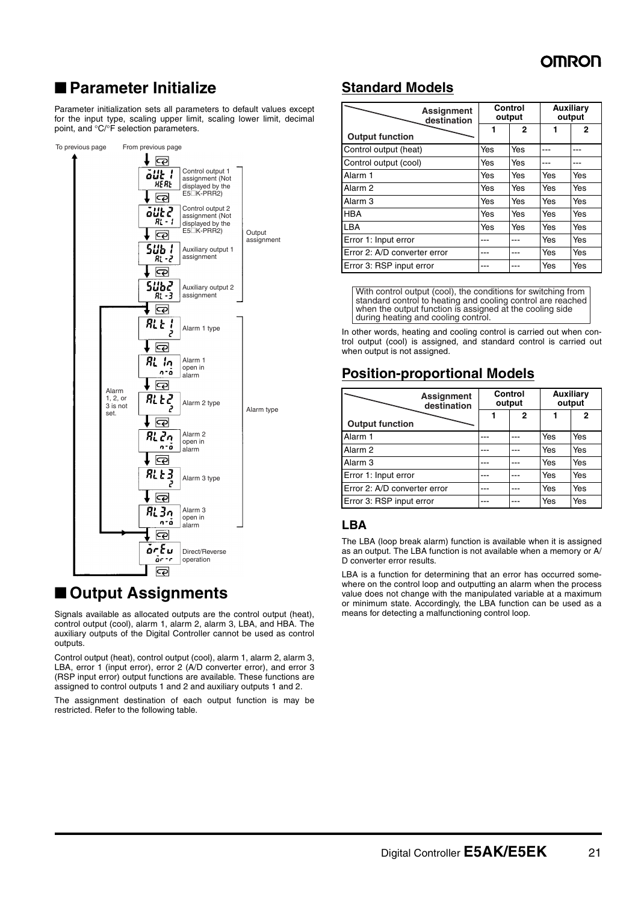## ■ Parameter Initialize

Parameter initialization sets all parameters to default values except for the input type, scaling upper limit, scaling lower limit, decimal point, and °C/°F selection parameters.

To previous page

From previous page

oUt1 HEAt — Control output 1 assignment (Not displayed by the E5□K-PRR2)

oUt2 AL-1 — Control output 2 assignment (Not displayed by the E5□K-PRR2)

SUb1 AL-2 — Auxiliary output 1 assignment

SUb2 AL-3 — Auxiliary output 2 assignment

Output assignment

ALt1 2 — Alarm 1 type

AL1n n-o — Alarm 1 open in alarm

ALt2 2 — Alarm 2 type

AL2n n-o — Alarm 2 open in alarm

ALt3 2 — Alarm 3 type

AL3n n-o — Alarm 3 open in alarm

Alarm 1, 2, or 3 is not set.

Alarm type

orEv or-r — Direct/Reverse operation

## ■ Output Assignments

Signals available as allocated outputs are the control output (heat), control output (cool), alarm 1, alarm 2, alarm 3, LBA, and HBA. The auxiliary outputs of the Digital Controller cannot be used as control outputs.

Control output (heat), control output (cool), alarm 1, alarm 2, alarm 3, LBA, error 1 (input error), error 2 (A/D converter error), and error 3 (RSP input error) output functions are available. These functions are assigned to control outputs 1 and 2 and auxiliary outputs 1 and 2.

The assignment destination of each output function is may be restricted. Refer to the following table.

## Standard Models

| Assignment destination / Output function | Control output | | Auxiliary output | |
|---|---|---|---|---|
| | 1 | 2 | 1 | 2 |
| Control output (heat) | Yes | Yes | --- | --- |
| Control output (cool) | Yes | Yes | --- | --- |
| Alarm 1 | Yes | Yes | Yes | Yes |
| Alarm 2 | Yes | Yes | Yes | Yes |
| Alarm 3 | Yes | Yes | Yes | Yes |
| HBA | Yes | Yes | Yes | Yes |
| LBA | Yes | Yes | Yes | Yes |
| Error 1: Input error | --- | --- | Yes | Yes |
| Error 2: A/D converter error | --- | --- | Yes | Yes |
| Error 3: RSP input error | --- | --- | Yes | Yes |

With control output (cool), the conditions for switching from standard control to heating and cooling control are reached when the output function is assigned at the cooling side during heating and cooling control.

In other words, heating and cooling control is carried out when control output (cool) is assigned, and standard control is carried out when output is not assigned.

## Position-proportional Models

| Assignment destination / Output function | Control output | | Auxiliary output | |
|---|---|---|---|---|
| | 1 | 2 | 1 | 2 |
| Alarm 1 | --- | --- | Yes | Yes |
| Alarm 2 | --- | --- | Yes | Yes |
| Alarm 3 | --- | --- | Yes | Yes |
| Error 1: Input error | --- | --- | Yes | Yes |
| Error 2: A/D converter error | --- | --- | Yes | Yes |
| Error 3: RSP input error | --- | --- | Yes | Yes |

### LBA

The LBA (loop break alarm) function is available when it is assigned as an output. The LBA function is not available when a memory or A/D converter error results.

LBA is a function for determining that an error has occurred somewhere on the control loop and outputting an alarm when the process value does not change with the manipulated variable at a maximum or minimum state. Accordingly, the LBA function can be used as a means for detecting a malfunctioning control loop.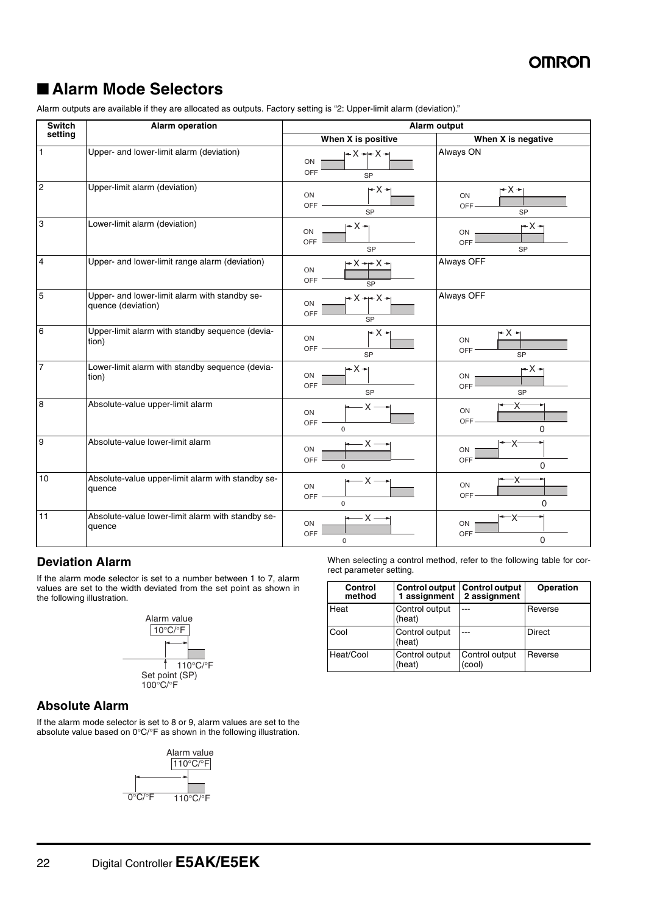## ■ Alarm Mode Selectors

Alarm outputs are available if they are allocated as outputs. Factory setting is “2: Upper-limit alarm (deviation).”

| Switch setting | Alarm operation | Alarm output | |
|---|---|---|---|
| | | When X is positive | When X is negative |
| 1 | Upper- and lower-limit alarm (deviation) | ON OFF X X SP | Always ON |
| 2 | Upper-limit alarm (deviation) | ON OFF X SP | ON OFF X SP |
| 3 | Lower-limit alarm (deviation) | ON OFF X SP | ON OFF X SP |
| 4 | Upper- and lower-limit range alarm (deviation) | ON OFF X X SP | Always OFF |
| 5 | Upper- and lower-limit alarm with standby sequence (deviation) | ON OFF X X SP | Always OFF |
| 6 | Upper-limit alarm with standby sequence (deviation) | ON OFF X SP | ON OFF X SP |
| 7 | Lower-limit alarm with standby sequence (deviation) | ON OFF X SP | ON OFF X SP |
| 8 | Absolute-value upper-limit alarm | ON OFF X 0 | ON OFF X 0 |
| 9 | Absolute-value lower-limit alarm | ON OFF X 0 | ON OFF X 0 |
| 10 | Absolute-value upper-limit alarm with standby sequence | ON OFF X 0 | ON OFF X 0 |
| 11 | Absolute-value lower-limit alarm with standby sequence | ON OFF X 0 | ON OFF X 0 |

### Deviation Alarm

If the alarm mode selector is set to a number between 1 to 7, alarm values are set to the width deviated from the set point as shown in the following illustration.

Alarm value
10°C/°F
110°C/°F
Set point (SP)
100°C/°F

### Absolute Alarm

If the alarm mode selector is set to 8 or 9, alarm values are set to the absolute value based on 0°C/°F as shown in the following illustration.

Alarm value
110°C/°F
0°C/°F
110°C/°F

When selecting a control method, refer to the following table for correct parameter setting.

| Control method | Control output 1 assignment | Control output 2 assignment | Operation |
|---|---|---|---|
| Heat | Control output (heat) | --- | Reverse |
| Cool | Control output (heat) | --- | Direct |
| Heat/Cool | Control output (heat) | Control output (cool) | Reverse |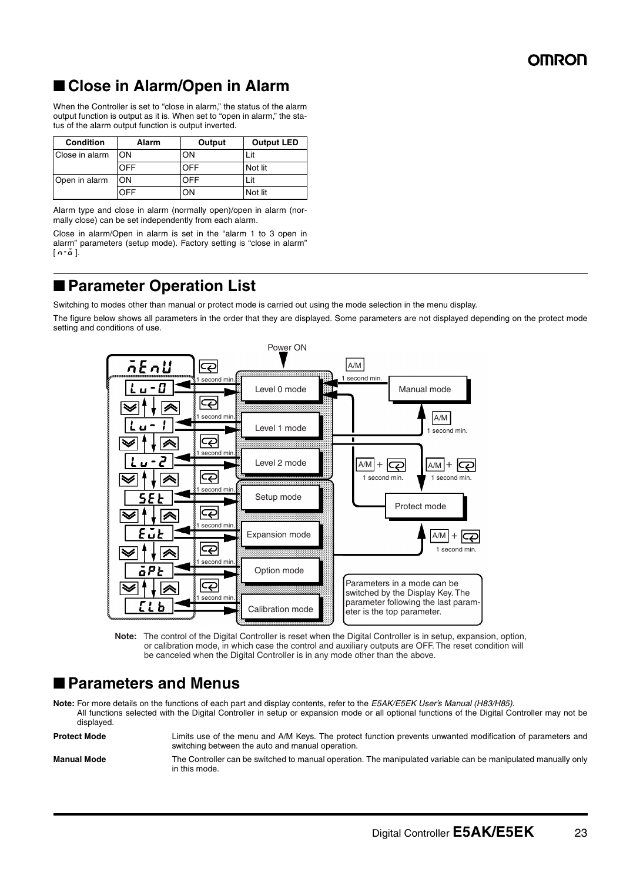## ■ Close in Alarm/Open in Alarm

When the Controller is set to "close in alarm," the status of the alarm output function is output as it is. When set to "open in alarm," the status of the alarm output function is output inverted.

| Condition | Alarm | Output | Output LED |
|---|---|---|---|
| Close in alarm | ON | ON | Lit |
| | OFF | OFF | Not lit |
| Open in alarm | ON | OFF | Lit |
| | OFF | ON | Not lit |

Alarm type and close in alarm (normally open)/open in alarm (normally close) can be set independently from each alarm.

Close in alarm/Open in alarm is set in the "alarm 1 to 3 open in alarm" parameters (setup mode). Factory setting is "close in alarm" [n-o].

## ■ Parameter Operation List

Switching to modes other than manual or protect mode is carried out using the mode selection in the menu display.

The figure below shows all parameters in the order that they are displayed. Some parameters are not displayed depending on the protect mode setting and conditions of use.

Power ON

menu

Lv-0 — 1 second min. — Level 0 mode

Lv-1 — 1 second min. — Level 1 mode

Lv-2 — 1 second min. — Level 2 mode

SEt — 1 second min. — Setup mode

Eut — 1 second min. — Expansion mode

oPt — 1 second min. — Option mode

CLb — 1 second min. — Calibration mode

A/M 1 second min.

Manual mode

A/M 1 second min.

A/M + 1 second min.

A/M + 1 second min.

Protect mode

A/M + 1 second min.

Parameters in a mode can be switched by the Display Key. The parameter following the last parameter is the top parameter.

**Note:** The control of the Digital Controller is reset when the Digital Controller is in setup, expansion, option, or calibration mode, in which case the control and auxiliary outputs are OFF. The reset condition will be canceled when the Digital Controller is in any mode other than the above.

## ■ Parameters and Menus

**Note:** For more details on the functions of each part and display contents, refer to the *E5AK/E5EK User's Manual (H83/H85).*
All functions selected with the Digital Controller in setup or expansion mode or all optional functions of the Digital Controller may not be displayed.

**Protect Mode** Limits use of the menu and A/M Keys. The protect function prevents unwanted modification of parameters and switching between the auto and manual operation.

**Manual Mode** The Controller can be switched to manual operation. The manipulated variable can be manipulated manually only in this mode.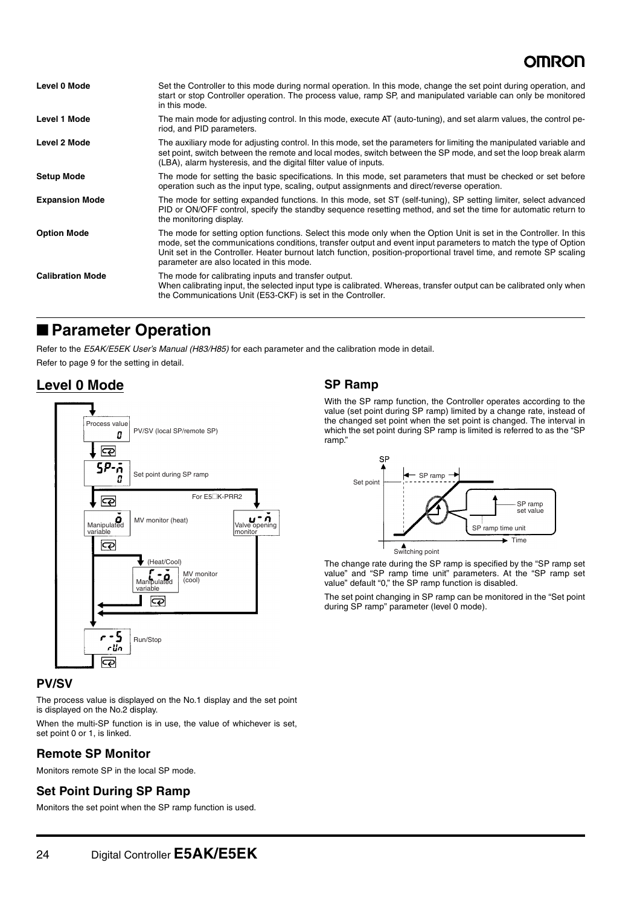| | |
|---|---|
| **Level 0 Mode** | Set the Controller to this mode during normal operation. In this mode, change the set point during operation, and start or stop Controller operation. The process value, ramp SP, and manipulated variable can only be monitored in this mode. |
| **Level 1 Mode** | The main mode for adjusting control. In this mode, execute AT (auto-tuning), and set alarm values, the control period, and PID parameters. |
| **Level 2 Mode** | The auxiliary mode for adjusting control. In this mode, set the parameters for limiting the manipulated variable and set point, switch between the remote and local modes, switch between the SP mode, and set the loop break alarm (LBA), alarm hysteresis, and the digital filter value of inputs. |
| **Setup Mode** | The mode for setting the basic specifications. In this mode, set parameters that must be checked or set before operation such as the input type, scaling, output assignments and direct/reverse operation. |
| **Expansion Mode** | The mode for setting expanded functions. In this mode, set ST (self-tuning), SP setting limiter, select advanced PID or ON/OFF control, specify the standby sequence resetting method, and set the time for automatic return to the monitoring display. |
| **Option Mode** | The mode for setting option functions. Select this mode only when the Option Unit is set in the Controller. In this mode, set the communications conditions, transfer output and event input parameters to match the type of Option Unit set in the Controller. Heater burnout latch function, position-proportional travel time, and remote SP scaling parameter are also located in this mode. |
| **Calibration Mode** | The mode for calibrating inputs and transfer output. When calibrating input, the selected input type is calibrated. Whereas, transfer output can be calibrated only when the Communications Unit (E53-CKF) is set in the Controller. |

## ■ Parameter Operation

Refer to the *E5AK/E5EK User's Manual (H83/H85)* for each parameter and the calibration mode in detail.

Refer to page 9 for the setting in detail.

## Level 0 Mode

Process value
PV/SV (local SP/remote SP)
SP-M
Set point during SP ramp
For E5□K-PRR2
Manipulated variable
MV monitor (heat)
Valve opening monitor
(Heat/Cool)
Manipulated variable
MV monitor (cool)
r-S
rUn
Run/Stop

### PV/SV

The process value is displayed on the No.1 display and the set point is displayed on the No.2 display.

When the multi-SP function is in use, the value of whichever is set, set point 0 or 1, is linked.

### Remote SP Monitor

Monitors remote SP in the local SP mode.

### Set Point During SP Ramp

Monitors the set point when the SP ramp function is used.

### SP Ramp

With the SP ramp function, the Controller operates according to the value (set point during SP ramp) limited by a change rate, instead of the changed set point when the set point is changed. The interval in which the set point during SP ramp is limited is referred to as the "SP ramp."

SP
Set point
SP ramp
SP ramp set value
SP ramp time unit
Time
Switching point

The change rate during the SP ramp is specified by the "SP ramp set value" and "SP ramp time unit" parameters. At the "SP ramp set value" default "0," the SP ramp function is disabled.

The set point changing in SP ramp can be monitored in the "Set point during SP ramp" parameter (level 0 mode).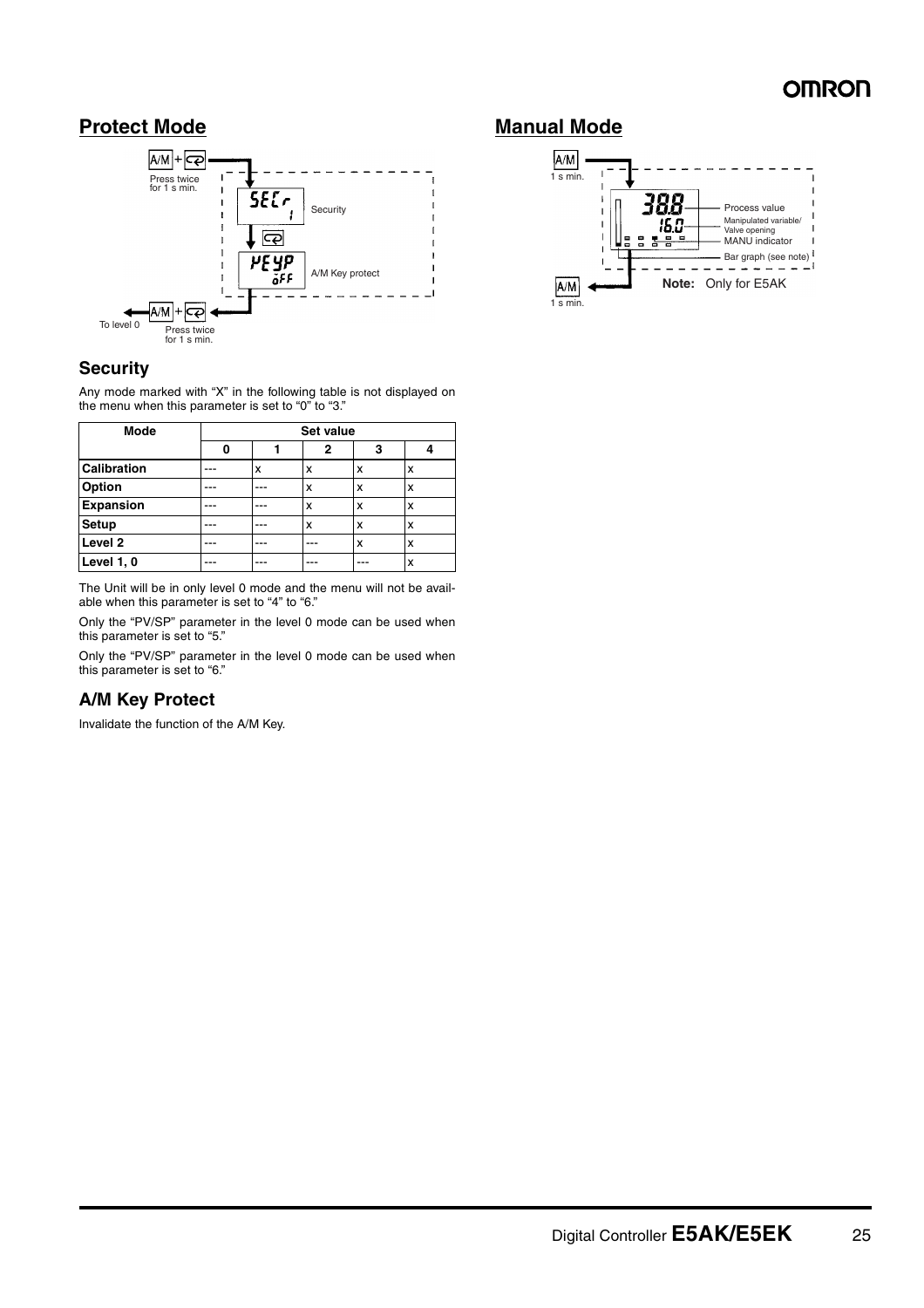## Protect Mode

A/M + ⟲
Press twice for 1 s min.

SECr 1 — Security

⟲

HEYP oFF — A/M Key protect

To level 0 ← A/M + ⟲
Press twice for 1 s min.

### Security

Any mode marked with "X" in the following table is not displayed on the menu when this parameter is set to "0" to "3."

| Mode | Set value | | | | |
|---|---|---|---|---|---|
| | 0 | 1 | 2 | 3 | 4 |
| **Calibration** | --- | x | x | x | x |
| **Option** | --- | --- | x | x | x |
| **Expansion** | --- | --- | x | x | x |
| **Setup** | --- | --- | x | x | x |
| **Level 2** | --- | --- | --- | x | x |
| **Level 1, 0** | --- | --- | --- | --- | x |

The Unit will be in only level 0 mode and the menu will not be available when this parameter is set to "4" to "6."

Only the "PV/SP" parameter in the level 0 mode can be used when this parameter is set to "5."

Only the "PV/SP" parameter in the level 0 mode can be used when this parameter is set to "6."

### A/M Key Protect

Invalidate the function of the A/M Key.

## Manual Mode

A/M
1 s min.

388 — Process value
16.0 — Manipulated variable/Valve opening
MANU indicator
Bar graph (see note)

A/M
1 s min.

**Note:** Only for E5AK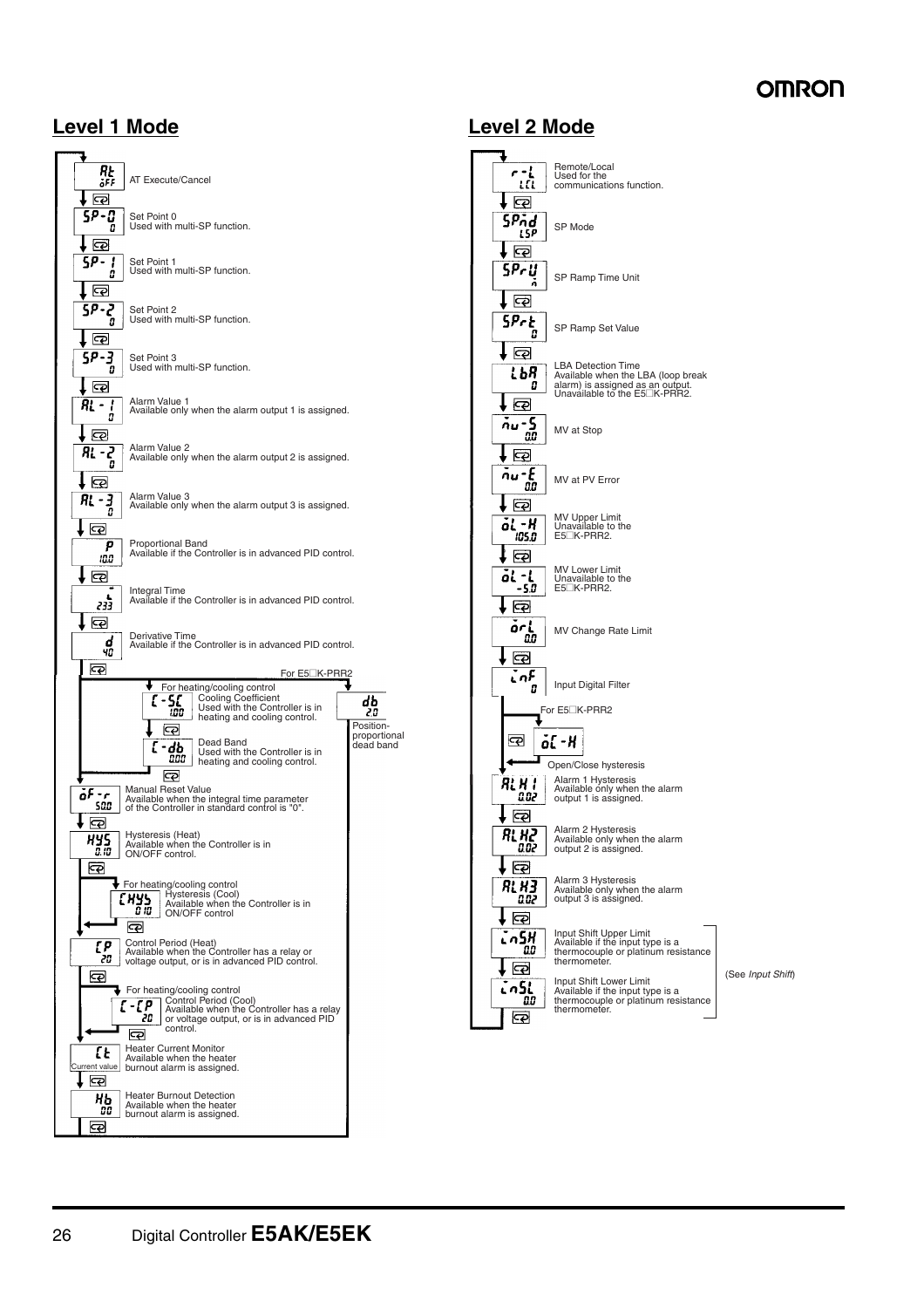## Level 1 Mode

AT Execute/Cancel

Set Point 0
Used with multi-SP function.

Set Point 1
Used with multi-SP function.

Set Point 2
Used with multi-SP function.

Set Point 3
Used with multi-SP function.

Alarm Value 1
Available only when the alarm output 1 is assigned.

Alarm Value 2
Available only when the alarm output 2 is assigned.

Alarm Value 3
Available only when the alarm output 3 is assigned.

Proportional Band
Available if the Controller is in advanced PID control.

Integral Time
Available if the Controller is in advanced PID control.

Derivative Time
Available if the Controller is in advanced PID control.

For heating/cooling control

Cooling Coefficient
Used with the Controller is in heating and cooling control.

Dead Band
Used with the Controller is in heating and cooling control.

For E5□K-PRR2

Position-proportional dead band

Manual Reset Value
Available when the integral time parameter of the Controller in standard control is "0".

Hysteresis (Heat)
Available when the Controller is in ON/OFF control.

For heating/cooling control

Hysteresis (Cool)
Available when the Controller is in ON/OFF control

Control Period (Heat)
Available when the Controller has a relay or voltage output, or is in advanced PID control.

For heating/cooling control

Control Period (Cool)
Available when the Controller has a relay or voltage output, or is in advanced PID control.

Heater Current Monitor
Available when the heater burnout alarm is assigned.

Current value

Heater Burnout Detection
Available when the heater burnout alarm is assigned.

## Level 2 Mode

Remote/Local
Used for the communications function.

SP Mode

SP Ramp Time Unit

SP Ramp Set Value

LBA Detection Time
Available when the LBA (loop break alarm) is assigned as an output.
Unavailable to the E5□K-PRR2.

MV at Stop

MV at PV Error

MV Upper Limit
Unavailable to the E5□K-PRR2.

MV Lower Limit
Unavailable to the E5□K-PRR2.

MV Change Rate Limit

Input Digital Filter

For E5□K-PRR2

Open/Close hysteresis

Alarm 1 Hysteresis
Available only when the alarm output 1 is assigned.

Alarm 2 Hysteresis
Available only when the alarm output 2 is assigned.

Alarm 3 Hysteresis
Available only when the alarm output 3 is assigned.

Input Shift Upper Limit
Available if the input type is a thermocouple or platinum resistance thermometer.

Input Shift Lower Limit
Available if the input type is a thermocouple or platinum resistance thermometer.

(See *Input Shift*)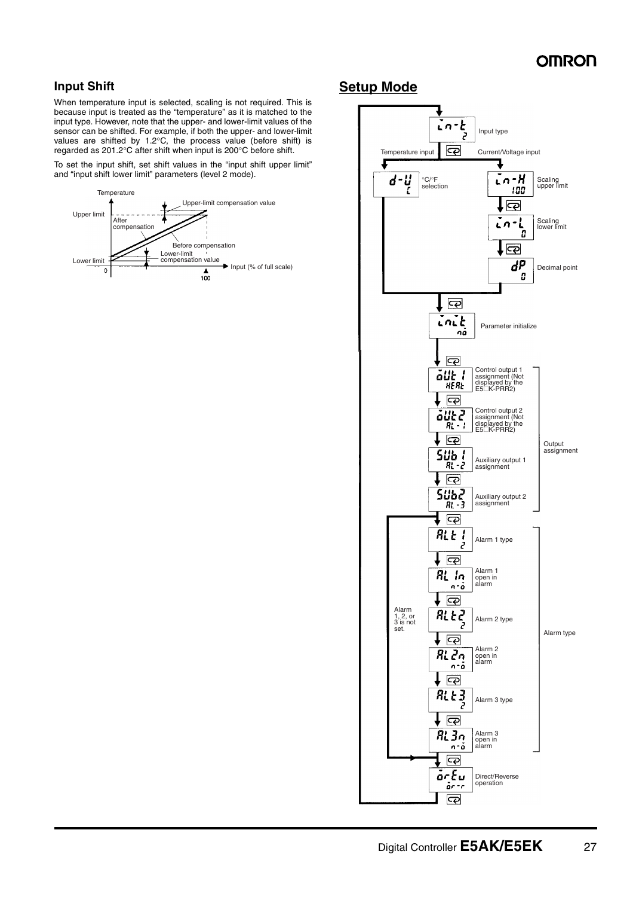## Input Shift

When temperature input is selected, scaling is not required. This is because input is treated as the "temperature" as it is matched to the input type. However, note that the upper- and lower-limit values of the sensor can be shifted. For example, if both the upper- and lower-limit values are shifted by 1.2°C, the process value (before shift) is regarded as 201.2°C after shift when input is 200°C before shift.

To set the input shift, set shift values in the "input shift upper limit" and "input shift lower limit" parameters (level 2 mode).

Temperature
Upper-limit compensation value
Upper limit
After compensation
Before compensation
Lower-limit compensation value
Lower limit
0
100
Input (% of full scale)

## Setup Mode

Input type
Temperature input
Current/Voltage input
°C/°F selection
Scaling upper limit
Scaling lower limit
Decimal point
Parameter initialize
Control output 1 assignment (Not displayed by the E5□K-PRR2)
Control output 2 assignment (Not displayed by the E5□K-PRR2)
Auxiliary output 1 assignment
Auxiliary output 2 assignment
Output assignment
Alarm 1 type
Alarm 1 open in alarm
Alarm 2 type
Alarm 2 open in alarm
Alarm 3 type
Alarm 3 open in alarm
Alarm 1, 2, or 3 is not set.
Alarm type
Direct/Reverse operation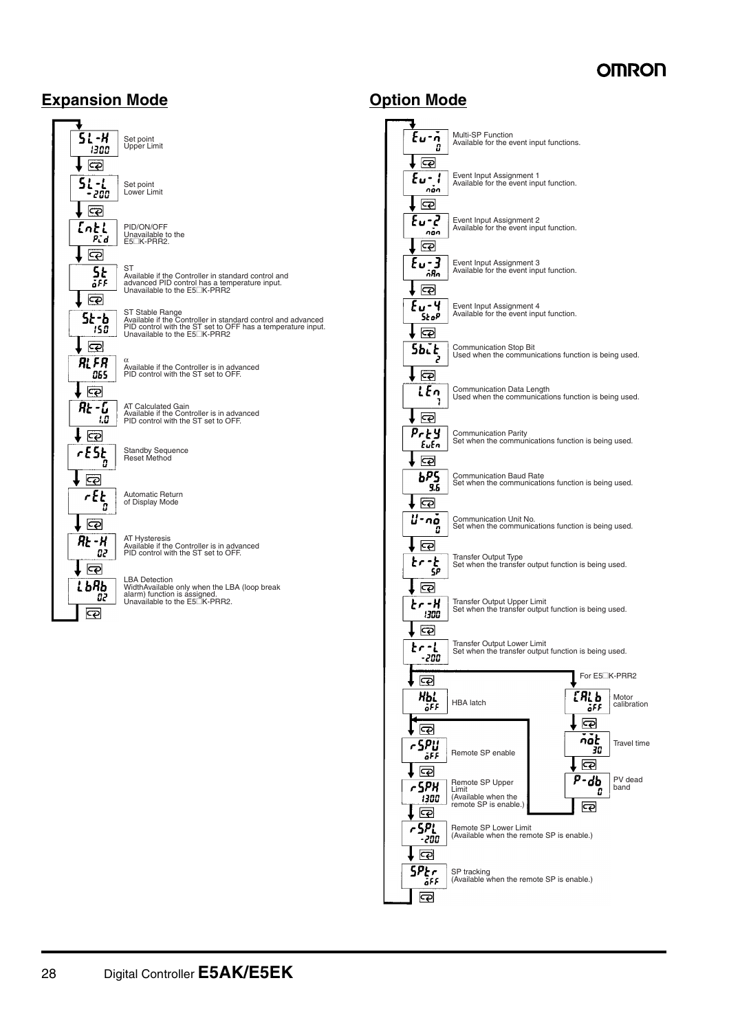## Expansion Mode

SL-H
1300
Set point Upper Limit

SL-L
-200
Set point Lower Limit

CntL
PId
PID/ON/OFF
Unavailable to the E5□K-PRR2.

ST
OFF
ST
Available if the Controller in standard control and advanced PID control has a temperature input.
Unavailable to the E5□K-PRR2

ST-b
150
ST Stable Range
Available if the Controller in standard control and advanced PID control with the ST set to OFF has a temperature input.
Unavailable to the E5□K-PRR2

ALFA
065
α
Available if the Controller is in advanced PID control with the ST set to OFF.

AT-G
1.0
AT Calculated Gain
Available if the Controller is in advanced PID control with the ST set to OFF.

rESt
0
Standby Sequence Reset Method

rEt
0
Automatic Return of Display Mode

AT-H
02
AT Hysteresis
Available if the Controller is in advanced PID control with the ST set to OFF.

LbAb
02
LBA Detection WidthAvailable only when the LBA (loop break alarm) function is assigned.
Unavailable to the E5□K-PRR2.

## Option Mode

Ev-m
0
Multi-SP Function
Available for the event input functions.

Ev-1
non
Event Input Assignment 1
Available for the event input function.

Ev-2
non
Event Input Assignment 2
Available for the event input function.

Ev-3
mAn
Event Input Assignment 3
Available for the event input function.

Ev-4
StoP
Event Input Assignment 4
Available for the event input function.

Sbit
2
Communication Stop Bit
Used when the communications function is being used.

LEn
7
Communication Data Length
Used when the communications function is being used.

PrTY
EvEn
Communication Parity
Set when the communications function is being used.

bPS
9.6
Communication Baud Rate
Set when the communications function is being used.

U-no
0
Communication Unit No.
Set when the communications function is being used.

Tr-T
SP
Transfer Output Type
Set when the transfer output function is being used.

Tr-H
1300
Transfer Output Upper Limit
Set when the transfer output function is being used.

Tr-L
-200
Transfer Output Lower Limit
Set when the transfer output function is being used.

HbL
OFF
HBA latch

For E5□K-PRR2

CALb
OFF
Motor calibration

mot
30
Travel time

P-db
0
PV dead band

rSPU
OFF
Remote SP enable

rSPH
1300
Remote SP Upper Limit
(Available when the remote SP is enable.)

rSPL
-200
Remote SP Lower Limit
(Available when the remote SP is enable.)

SPTr
OFF
SP tracking
(Available when the remote SP is enable.)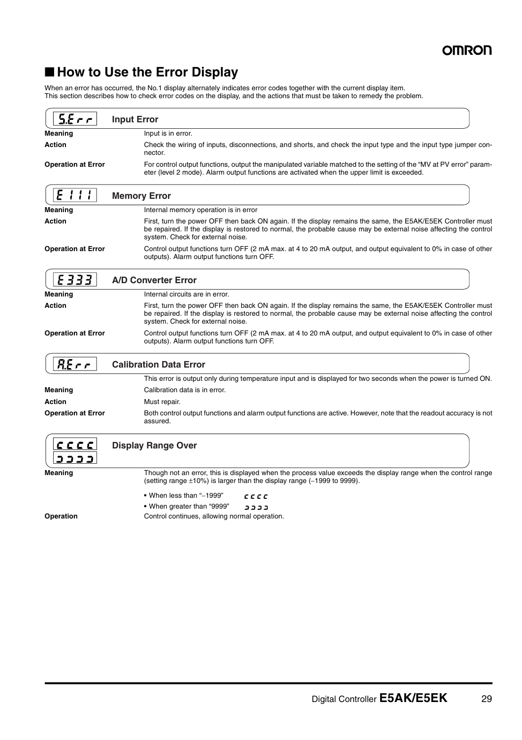## ■ How to Use the Error Display

When an error has occurred, the No.1 display alternately indicates error codes together with the current display item.
This section describes how to check error codes on the display, and the actions that must be taken to remedy the problem.

### S.Err — Input Error

**Meaning** Input is in error.

**Action** Check the wiring of inputs, disconnections, and shorts, and check the input type and the input type jumper connector.

**Operation at Error** For control output functions, output the manipulated variable matched to the setting of the "MV at PV error" parameter (level 2 mode). Alarm output functions are activated when the upper limit is exceeded.

### E111 — Memory Error

**Meaning** Internal memory operation is in error

**Action** First, turn the power OFF then back ON again. If the display remains the same, the E5AK/E5EK Controller must be repaired. If the display is restored to normal, the probable cause may be external noise affecting the control system. Check for external noise.

**Operation at Error** Control output functions turn OFF (2 mA max. at 4 to 20 mA output, and output equivalent to 0% in case of other outputs). Alarm output functions turn OFF.

### E333 — A/D Converter Error

**Meaning** Internal circuits are in error.

**Action** First, turn the power OFF then back ON again. If the display remains the same, the E5AK/E5EK Controller must be repaired. If the display is restored to normal, the probable cause may be external noise affecting the control system. Check for external noise.

**Operation at Error** Control output functions turn OFF (2 mA max. at 4 to 20 mA output, and output equivalent to 0% in case of other outputs). Alarm output functions turn OFF.

### A.Err — Calibration Data Error

This error is output only during temperature input and is displayed for two seconds when the power is turned ON.

**Meaning** Calibration data is in error.

**Action** Must repair.

**Operation at Error** Both control output functions and alarm output functions are active. However, note that the readout accuracy is not assured.

### cccc / ɔɔɔɔ — Display Range Over

**Meaning** Though not an error, this is displayed when the process value exceeds the display range when the control range (setting range ±10%) is larger than the display range (–1999 to 9999).

- When less than "–1999" cccc
- When greater than "9999" ɔɔɔɔ

**Operation** Control continues, allowing normal operation.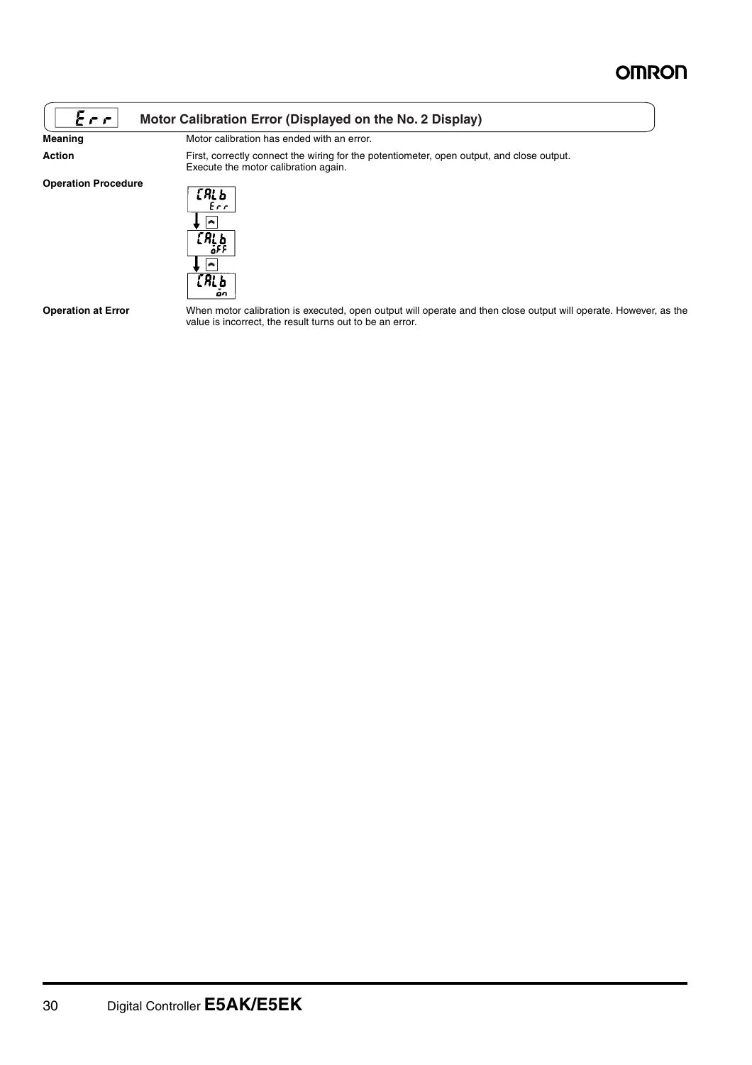## Err Motor Calibration Error (Displayed on the No. 2 Display)

**Meaning**

Motor calibration has ended with an error.

**Action**

First, correctly connect the wiring for the potentiometer, open output, and close output.
Execute the motor calibration again.

**Operation Procedure**

CALb
Err

CALb
oFF

CALb
on

**Operation at Error**

When motor calibration is executed, open output will operate and then close output will operate. However, as the value is incorrect, the result turns out to be an error.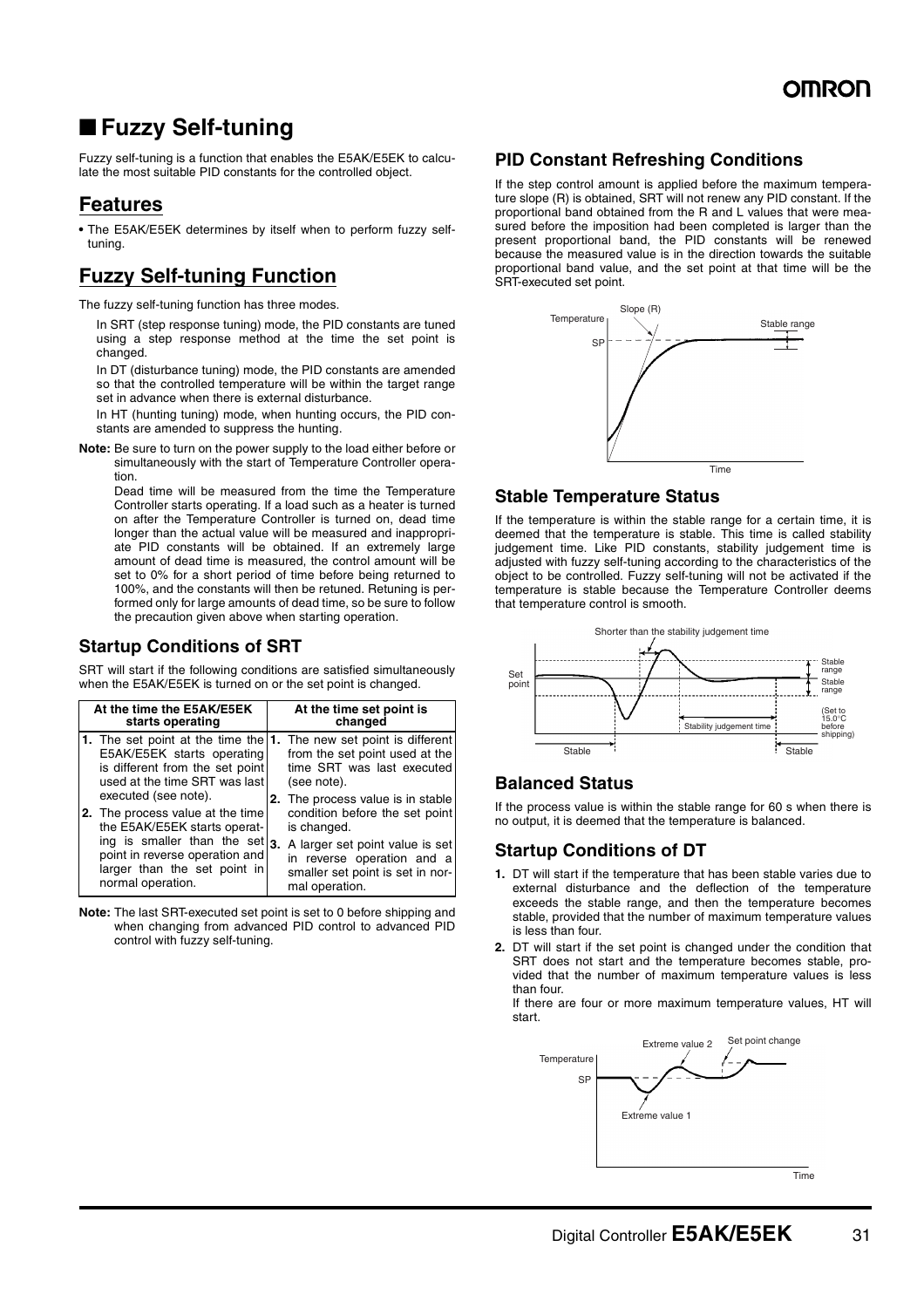## ■ Fuzzy Self-tuning

Fuzzy self-tuning is a function that enables the E5AK/E5EK to calculate the most suitable PID constants for the controlled object.

## Features

- The E5AK/E5EK determines by itself when to perform fuzzy self-tuning.

## Fuzzy Self-tuning Function

The fuzzy self-tuning function has three modes.

In SRT (step response tuning) mode, the PID constants are tuned using a step response method at the time the set point is changed.

In DT (disturbance tuning) mode, the PID constants are amended so that the controlled temperature will be within the target range set in advance when there is external disturbance.

In HT (hunting tuning) mode, when hunting occurs, the PID constants are amended to suppress the hunting.

**Note:** Be sure to turn on the power supply to the load either before or simultaneously with the start of Temperature Controller operation.

Dead time will be measured from the time the Temperature Controller starts operating. If a load such as a heater is turned on after the Temperature Controller is turned on, dead time longer than the actual value will be measured and inappropriate PID constants will be obtained. If an extremely large amount of dead time is measured, the control amount will be set to 0% for a short period of time before being returned to 100%, and the constants will then be retuned. Retuning is performed only for large amounts of dead time, so be sure to follow the precaution given above when starting operation.

### Startup Conditions of SRT

SRT will start if the following conditions are satisfied simultaneously when the E5AK/E5EK is turned on or the set point is changed.

| At the time the E5AK/E5EK starts operating | At the time set point is changed |
|---|---|
| **1.** The set point at the time the E5AK/E5EK starts operating is different from the set point used at the time SRT was last executed (see note). | **1.** The new set point is different from the set point used at the time SRT was last executed (see note). |
| **2.** The process value at the time the E5AK/E5EK starts operating is smaller than the set point in reverse operation and larger than the set point in normal operation. | **2.** The process value is in stable condition before the set point is changed. |
| | **3.** A larger set point value is set in reverse operation and a smaller set point is set in normal operation. |

**Note:** The last SRT-executed set point is set to 0 before shipping and when changing from advanced PID control to advanced PID control with fuzzy self-tuning.

### PID Constant Refreshing Conditions

If the step control amount is applied before the maximum temperature slope (R) is obtained, SRT will not renew any PID constant. If the proportional band obtained from the R and L values that were measured before the imposition had been completed is larger than the present proportional band, the PID constants will be renewed because the measured value is in the direction towards the suitable proportional band value, and the set point at that time will be the SRT-executed set point.

Temperature
Slope (R)
SP
Stable range
Time

### Stable Temperature Status

If the temperature is within the stable range for a certain time, it is deemed that the temperature is stable. This time is called stability judgement time. Like PID constants, stability judgement time is adjusted with fuzzy self-tuning according to the characteristics of the object to be controlled. Fuzzy self-tuning will not be activated if the temperature is stable because the Temperature Controller deems that temperature control is smooth.

Shorter than the stability judgement time
Set point
Stable range
Stable range
(Set to 15.0°C before shipping)
Stability judgement time
Stable
Stable

### Balanced Status

If the process value is within the stable range for 60 s when there is no output, it is deemed that the temperature is balanced.

### Startup Conditions of DT

1. DT will start if the temperature that has been stable varies due to external disturbance and the deflection of the temperature exceeds the stable range, and then the temperature becomes stable, provided that the number of maximum temperature values is less than four.
2. DT will start if the set point is changed under the condition that SRT does not start and the temperature becomes stable, provided that the number of maximum temperature values is less than four.

   If there are four or more maximum temperature values, HT will start.

Temperature
SP
Extreme value 2
Set point change
Extreme value 1
Time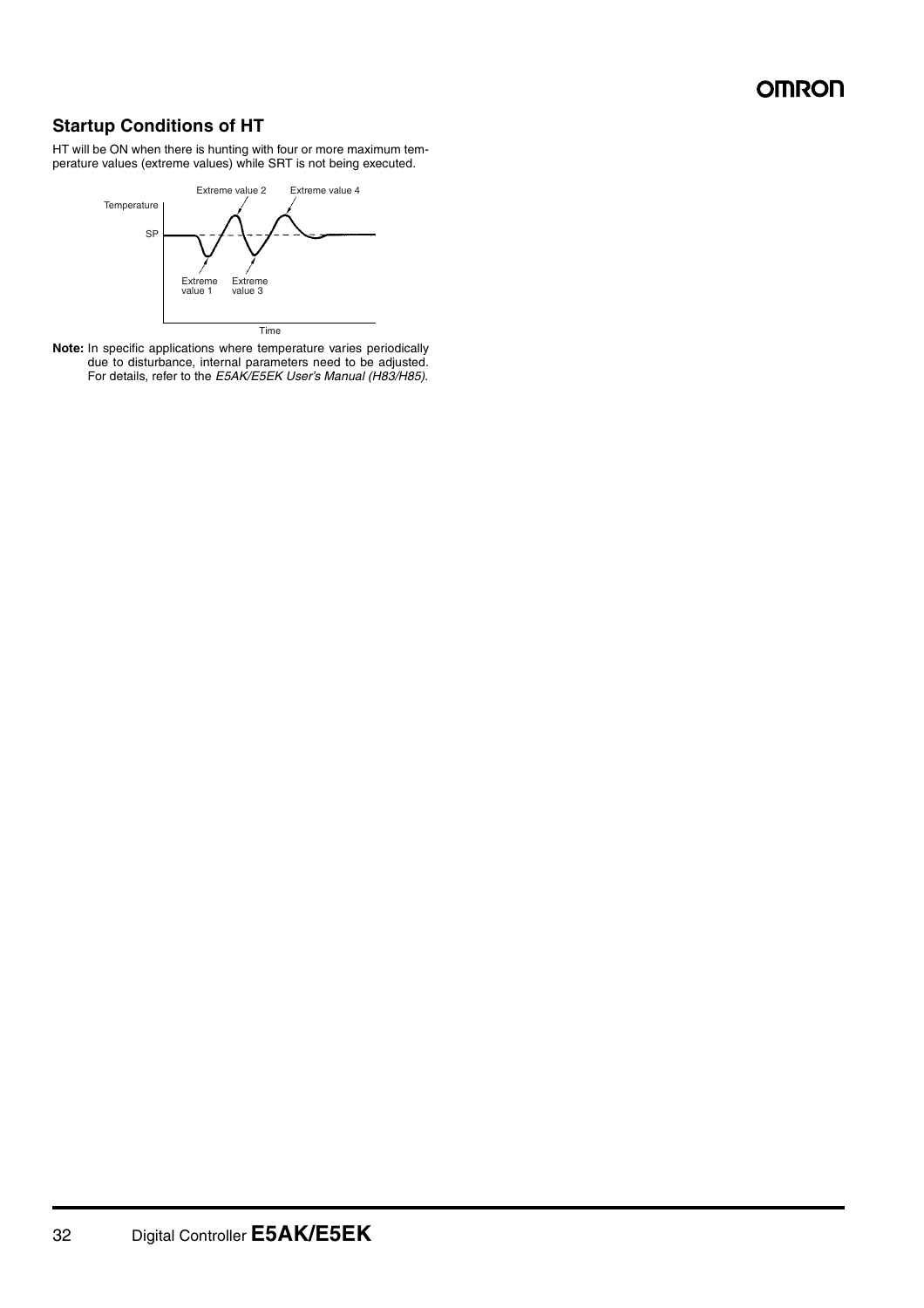## Startup Conditions of HT

HT will be ON when there is hunting with four or more maximum temperature values (extreme values) while SRT is not being executed.

Extreme value 2
Extreme value 4
Temperature
SP
Extreme value 1
Extreme value 3
Time

**Note:** In specific applications where temperature varies periodically due to disturbance, internal parameters need to be adjusted. For details, refer to the *E5AK/E5EK User's Manual (H83/H85).*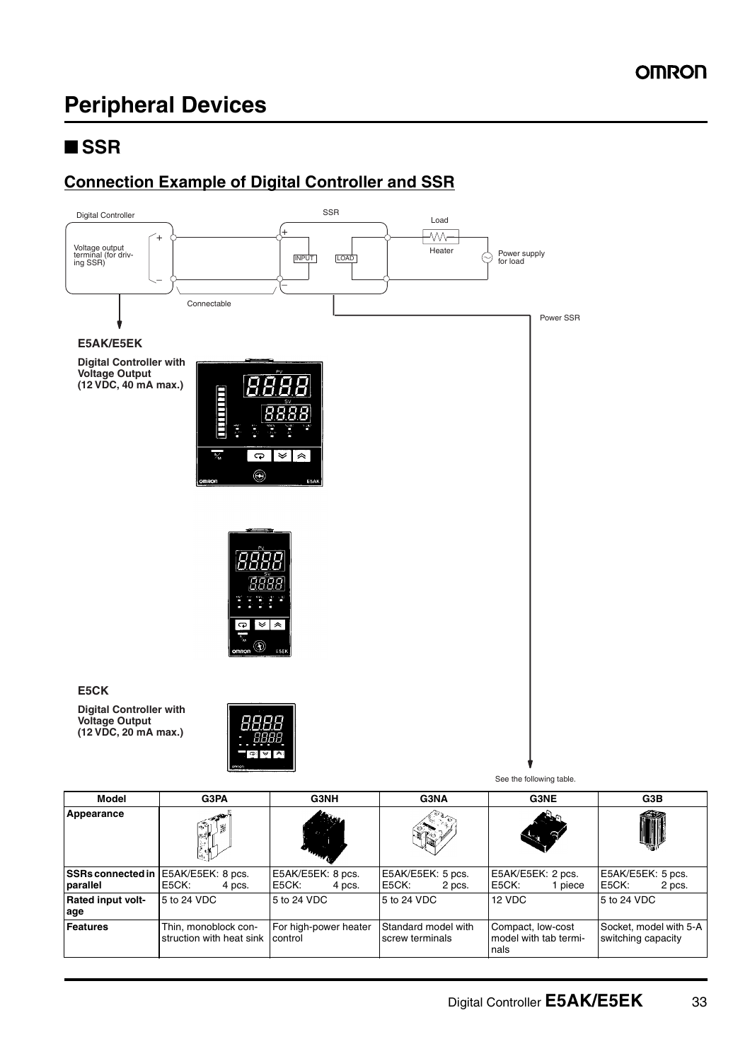## Peripheral Devices

### ■ SSR

### Connection Example of Digital Controller and SSR

Digital Controller

Voltage output terminal (for driving SSR)

+

–

Connectable

SSR

+

–

INPUT

LOAD

Load

Heater

Power supply for load

Power SSR

**E5AK/E5EK**

**Digital Controller with Voltage Output (12 VDC, 40 mA max.)**

**E5CK**

**Digital Controller with Voltage Output (12 VDC, 20 mA max.)**

See the following table.

| Model | G3PA | G3NH | G3NA | G3NE | G3B |
|---|---|---|---|---|---|
| Appearance | | | | | |
| SSRs connected in parallel | E5AK/E5EK: 8 pcs.<br>E5CK: 4 pcs. | E5AK/E5EK: 8 pcs.<br>E5CK: 4 pcs. | E5AK/E5EK: 5 pcs.<br>E5CK: 2 pcs. | E5AK/E5EK: 2 pcs.<br>E5CK: 1 piece | E5AK/E5EK: 5 pcs.<br>E5CK: 2 pcs. |
| Rated input voltage | 5 to 24 VDC | 5 to 24 VDC | 5 to 24 VDC | 12 VDC | 5 to 24 VDC |
| Features | Thin, monoblock construction with heat sink | For high-power heater control | Standard model with screw terminals | Compact, low-cost model with tab terminals | Socket, model with 5-A switching capacity |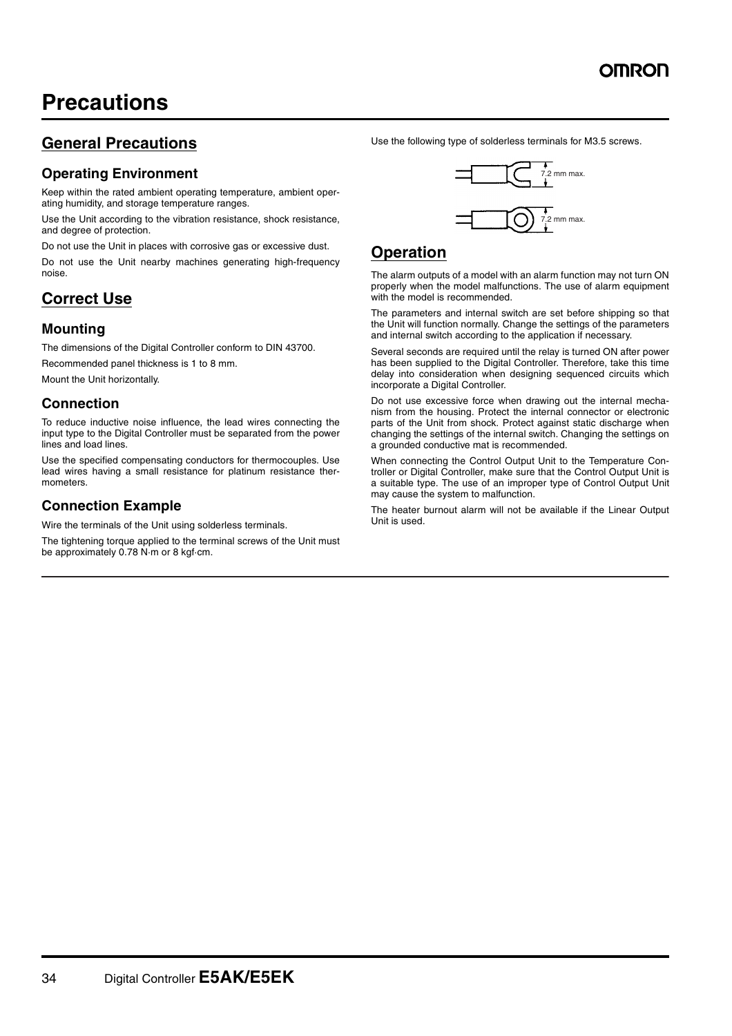# Precautions

## General Precautions

### Operating Environment

Keep within the rated ambient operating temperature, ambient operating humidity, and storage temperature ranges.

Use the Unit according to the vibration resistance, shock resistance, and degree of protection.

Do not use the Unit in places with corrosive gas or excessive dust.

Do not use the Unit nearby machines generating high-frequency noise.

## Correct Use

### Mounting

The dimensions of the Digital Controller conform to DIN 43700.

Recommended panel thickness is 1 to 8 mm.

Mount the Unit horizontally.

### Connection

To reduce inductive noise influence, the lead wires connecting the input type to the Digital Controller must be separated from the power lines and load lines.

Use the specified compensating conductors for thermocouples. Use lead wires having a small resistance for platinum resistance thermometers.

### Connection Example

Wire the terminals of the Unit using solderless terminals.

The tightening torque applied to the terminal screws of the Unit must be approximately 0.78 N·m or 8 kgf·cm.

Use the following type of solderless terminals for M3.5 screws.

7.2 mm max.

7.2 mm max.

## Operation

The alarm outputs of a model with an alarm function may not turn ON properly when the model malfunctions. The use of alarm equipment with the model is recommended.

The parameters and internal switch are set before shipping so that the Unit will function normally. Change the settings of the parameters and internal switch according to the application if necessary.

Several seconds are required until the relay is turned ON after power has been supplied to the Digital Controller. Therefore, take this time delay into consideration when designing sequenced circuits which incorporate a Digital Controller.

Do not use excessive force when drawing out the internal mechanism from the housing. Protect the internal connector or electronic parts of the Unit from shock. Protect against static discharge when changing the settings of the internal switch. Changing the settings on a grounded conductive mat is recommended.

When connecting the Control Output Unit to the Temperature Controller or Digital Controller, make sure that the Control Output Unit is a suitable type. The use of an improper type of Control Output Unit may cause the system to malfunction.

The heater burnout alarm will not be available if the Linear Output Unit is used.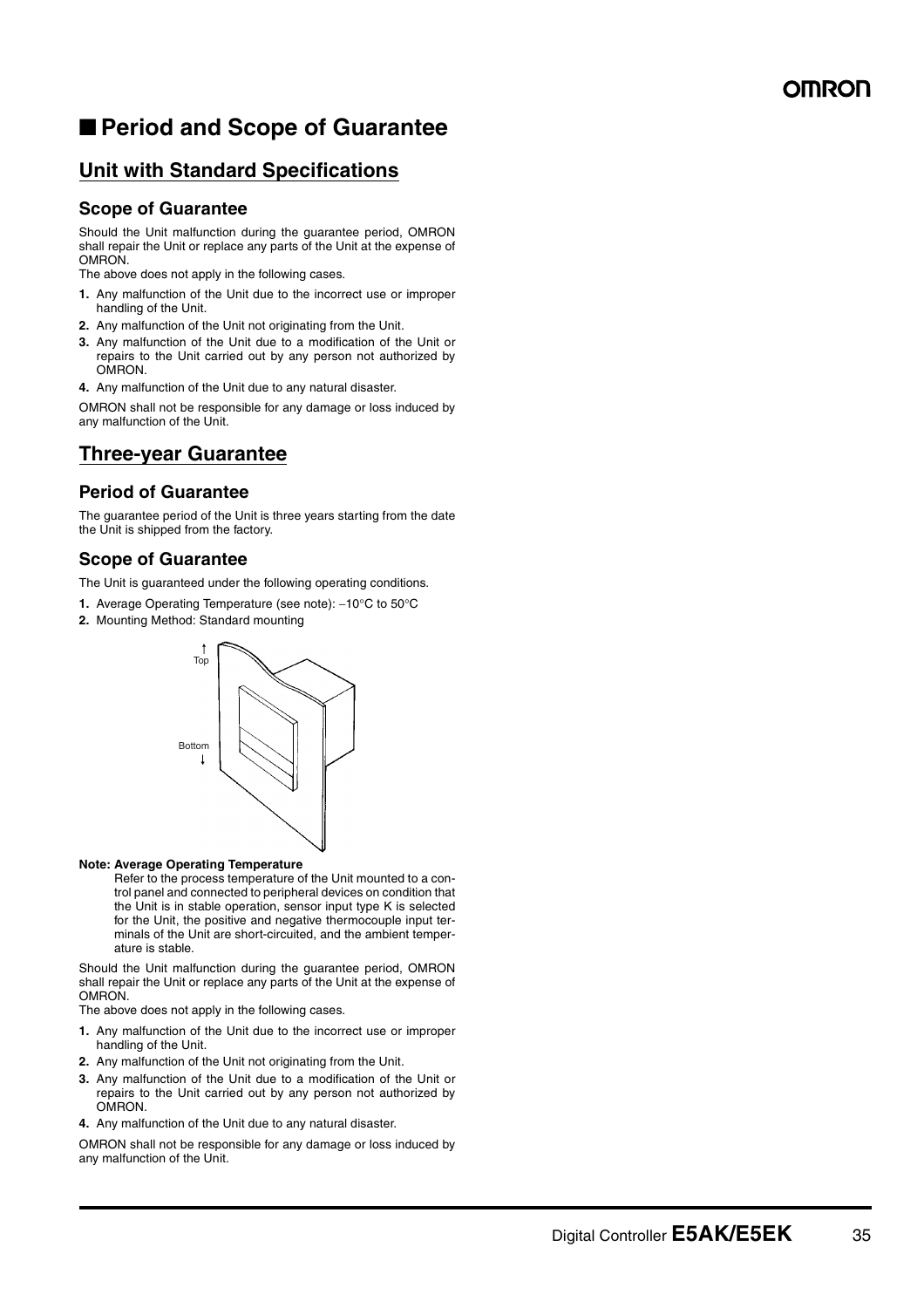## ■ Period and Scope of Guarantee

### Unit with Standard Specifications

#### Scope of Guarantee

Should the Unit malfunction during the guarantee period, OMRON shall repair the Unit or replace any parts of the Unit at the expense of OMRON.

The above does not apply in the following cases.

1. Any malfunction of the Unit due to the incorrect use or improper handling of the Unit.
2. Any malfunction of the Unit not originating from the Unit.
3. Any malfunction of the Unit due to a modification of the Unit or repairs to the Unit carried out by any person not authorized by OMRON.
4. Any malfunction of the Unit due to any natural disaster.

OMRON shall not be responsible for any damage or loss induced by any malfunction of the Unit.

### Three-year Guarantee

#### Period of Guarantee

The guarantee period of the Unit is three years starting from the date the Unit is shipped from the factory.

#### Scope of Guarantee

The Unit is guaranteed under the following operating conditions.

1. Average Operating Temperature (see note): −10°C to 50°C
2. Mounting Method: Standard mounting

Top

Bottom

**Note: Average Operating Temperature**

Refer to the process temperature of the Unit mounted to a control panel and connected to peripheral devices on condition that the Unit is in stable operation, sensor input type K is selected for the Unit, the positive and negative thermocouple input terminals of the Unit are short-circuited, and the ambient temperature is stable.

Should the Unit malfunction during the guarantee period, OMRON shall repair the Unit or replace any parts of the Unit at the expense of OMRON.

The above does not apply in the following cases.

1. Any malfunction of the Unit due to the incorrect use or improper handling of the Unit.
2. Any malfunction of the Unit not originating from the Unit.
3. Any malfunction of the Unit due to a modification of the Unit or repairs to the Unit carried out by any person not authorized by OMRON.
4. Any malfunction of the Unit due to any natural disaster.

OMRON shall not be responsible for any damage or loss induced by any malfunction of the Unit.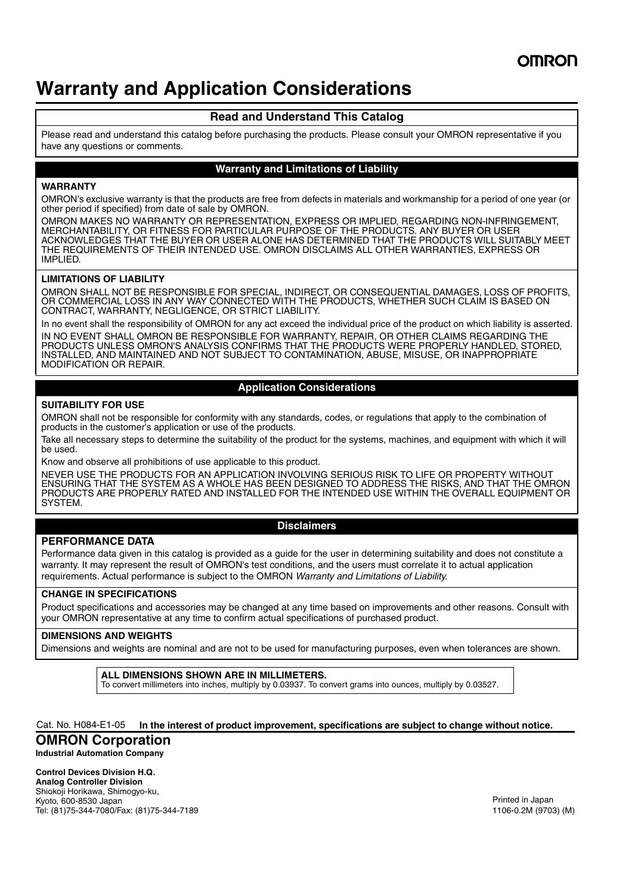# Warranty and Application Considerations

## Read and Understand This Catalog

Please read and understand this catalog before purchasing the products. Please consult your OMRON representative if you have any questions or comments.

## Warranty and Limitations of Liability

### WARRANTY

OMRON's exclusive warranty is that the products are free from defects in materials and workmanship for a period of one year (or other period if specified) from date of sale by OMRON.

OMRON MAKES NO WARRANTY OR REPRESENTATION, EXPRESS OR IMPLIED, REGARDING NON-INFRINGEMENT, MERCHANTABILITY, OR FITNESS FOR PARTICULAR PURPOSE OF THE PRODUCTS. ANY BUYER OR USER ACKNOWLEDGES THAT THE BUYER OR USER ALONE HAS DETERMINED THAT THE PRODUCTS WILL SUITABLY MEET THE REQUIREMENTS OF THEIR INTENDED USE. OMRON DISCLAIMS ALL OTHER WARRANTIES, EXPRESS OR IMPLIED.

### LIMITATIONS OF LIABILITY

OMRON SHALL NOT BE RESPONSIBLE FOR SPECIAL, INDIRECT, OR CONSEQUENTIAL DAMAGES, LOSS OF PROFITS, OR COMMERCIAL LOSS IN ANY WAY CONNECTED WITH THE PRODUCTS, WHETHER SUCH CLAIM IS BASED ON CONTRACT, WARRANTY, NEGLIGENCE, OR STRICT LIABILITY.

In no event shall the responsibility of OMRON for any act exceed the individual price of the product on which liability is asserted.

IN NO EVENT SHALL OMRON BE RESPONSIBLE FOR WARRANTY, REPAIR, OR OTHER CLAIMS REGARDING THE PRODUCTS UNLESS OMRON'S ANALYSIS CONFIRMS THAT THE PRODUCTS WERE PROPERLY HANDLED, STORED, INSTALLED, AND MAINTAINED AND NOT SUBJECT TO CONTAMINATION, ABUSE, MISUSE, OR INAPPROPRIATE MODIFICATION OR REPAIR.

## Application Considerations

### SUITABILITY FOR USE

OMRON shall not be responsible for conformity with any standards, codes, or regulations that apply to the combination of products in the customer's application or use of the products.

Take all necessary steps to determine the suitability of the product for the systems, machines, and equipment with which it will be used.

Know and observe all prohibitions of use applicable to this product.

NEVER USE THE PRODUCTS FOR AN APPLICATION INVOLVING SERIOUS RISK TO LIFE OR PROPERTY WITHOUT ENSURING THAT THE SYSTEM AS A WHOLE HAS BEEN DESIGNED TO ADDRESS THE RISKS, AND THAT THE OMRON PRODUCTS ARE PROPERLY RATED AND INSTALLED FOR THE INTENDED USE WITHIN THE OVERALL EQUIPMENT OR SYSTEM.

## Disclaimers

### PERFORMANCE DATA

Performance data given in this catalog is provided as a guide for the user in determining suitability and does not constitute a warranty. It may represent the result of OMRON's test conditions, and the users must correlate it to actual application requirements. Actual performance is subject to the OMRON *Warranty and Limitations of Liability.*

### CHANGE IN SPECIFICATIONS

Product specifications and accessories may be changed at any time based on improvements and other reasons. Consult with your OMRON representative at any time to confirm actual specifications of purchased product.

### DIMENSIONS AND WEIGHTS

Dimensions and weights are nominal and are not to be used for manufacturing purposes, even when tolerances are shown.

**ALL DIMENSIONS SHOWN ARE IN MILLIMETERS.**
To convert millimeters into inches, multiply by 0.03937. To convert grams into ounces, multiply by 0.03527.

Cat. No. H084-E1-05 **In the interest of product improvement, specifications are subject to change without notice.**

**OMRON Corporation**
**Industrial Automation Company**

**Control Devices Division H.Q.**
**Analog Controller Division**
Shiokoji Horikawa, Shimogyo-ku,
Kyoto, 600-8530 Japan
Tel: (81)75-344-7080/Fax: (81)75-344-7189

Printed in Japan
1106-0.2M (9703) (M)